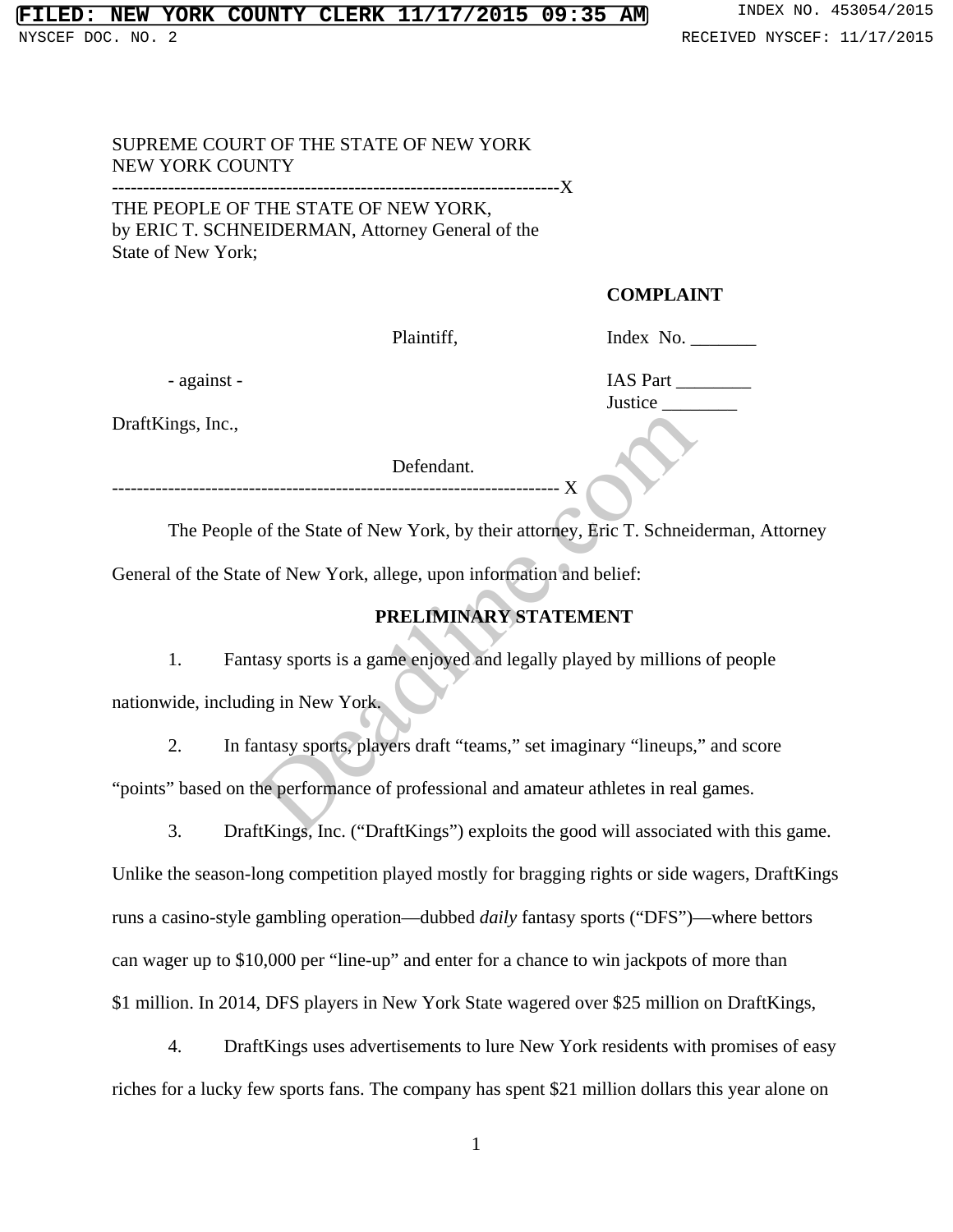SUPREME COURT OF THE STATE OF NEW YORK
NEW YORK COUNTY

---

THE PEOPLE OF THE STATE OF NEW YORK, by ERIC T. SCHNEIDERMAN, Attorney General of the State of New York;

Plaintiff,

- against -

DraftKings, Inc.,

Defendant.

**COMPLAINT**

Index No. _______

IAS Part ________

Justice ________

---

The People of the State of New York, by their attorney, Eric T. Schneiderman, Attorney General of the State of New York, allege, upon information and belief:

## PRELIMINARY STATEMENT

1. Fantasy sports is a game enjoyed and legally played by millions of people nationwide, including in New York.

2. In fantasy sports, players draft "teams," set imaginary "lineups," and score "points" based on the performance of professional and amateur athletes in real games.

3. DraftKings, Inc. ("DraftKings") exploits the good will associated with this game. Unlike the season-long competition played mostly for bragging rights or side wagers, DraftKings runs a casino-style gambling operation—dubbed *daily* fantasy sports ("DFS")—where bettors can wager up to $10,000 per "line-up" and enter for a chance to win jackpots of more than $1 million. In 2014, DFS players in New York State wagered over $25 million on DraftKings,

4. DraftKings uses advertisements to lure New York residents with promises of easy riches for a lucky few sports fans. The company has spent $21 million dollars this year alone on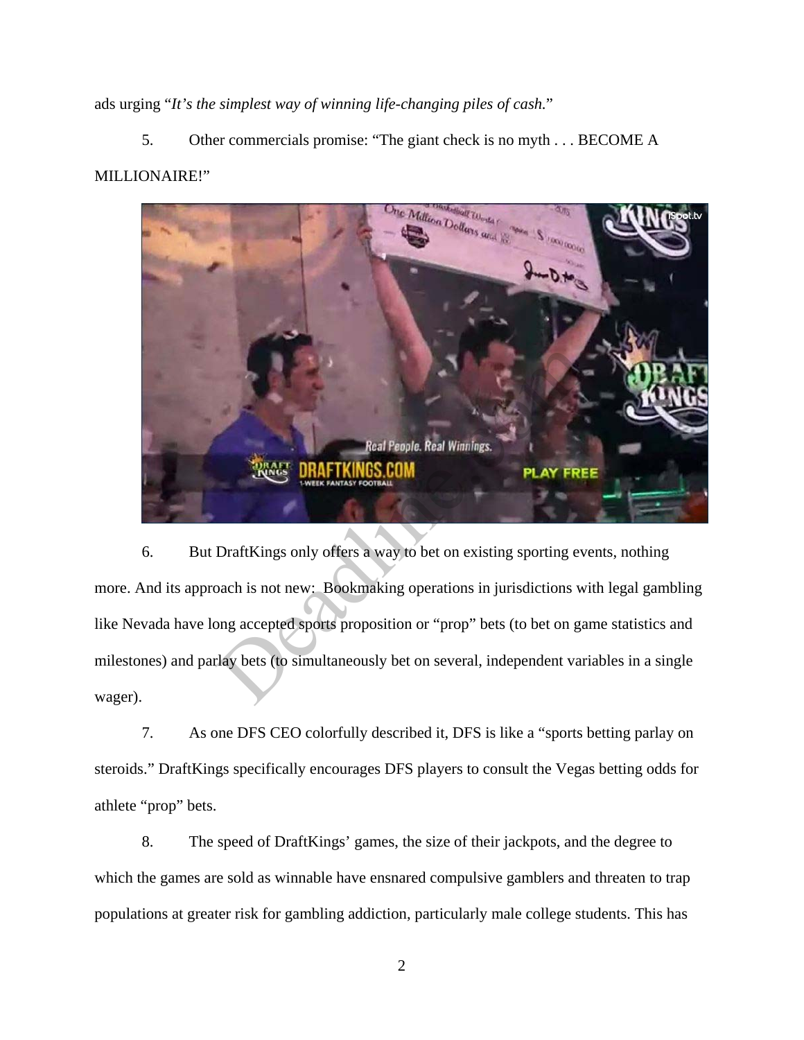ads urging "*It's the simplest way of winning life-changing piles of cash.*"

5. Other commercials promise: "The giant check is no myth . . . BECOME A MILLIONAIRE!"

6. But DraftKings only offers a way to bet on existing sporting events, nothing more. And its approach is not new: Bookmaking operations in jurisdictions with legal gambling like Nevada have long accepted sports proposition or "prop" bets (to bet on game statistics and milestones) and parlay bets (to simultaneously bet on several, independent variables in a single wager).

7. As one DFS CEO colorfully described it, DFS is like a "sports betting parlay on steroids." DraftKings specifically encourages DFS players to consult the Vegas betting odds for athlete "prop" bets.

8. The speed of DraftKings' games, the size of their jackpots, and the degree to which the games are sold as winnable have ensnared compulsive gamblers and threaten to trap populations at greater risk for gambling addiction, particularly male college students. This has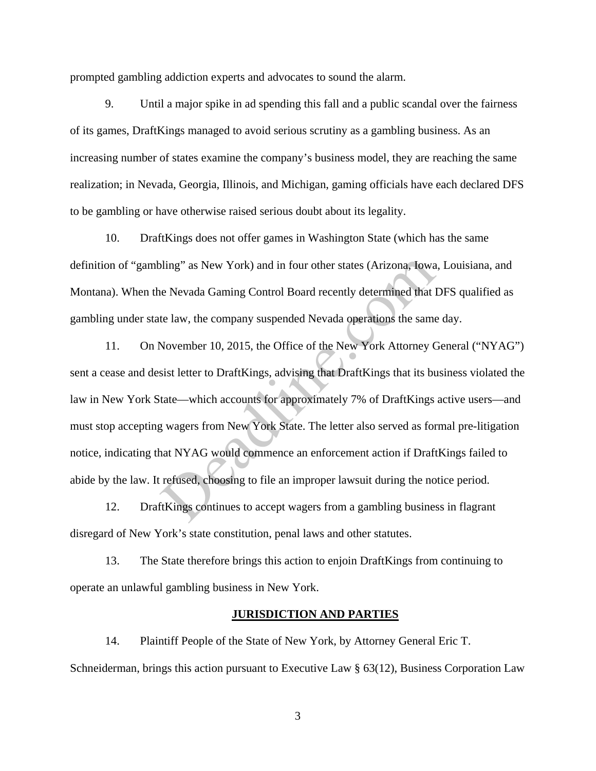prompted gambling addiction experts and advocates to sound the alarm.

9. Until a major spike in ad spending this fall and a public scandal over the fairness of its games, DraftKings managed to avoid serious scrutiny as a gambling business. As an increasing number of states examine the company's business model, they are reaching the same realization; in Nevada, Georgia, Illinois, and Michigan, gaming officials have each declared DFS to be gambling or have otherwise raised serious doubt about its legality.

10. DraftKings does not offer games in Washington State (which has the same definition of "gambling" as New York) and in four other states (Arizona, Iowa, Louisiana, and Montana). When the Nevada Gaming Control Board recently determined that DFS qualified as gambling under state law, the company suspended Nevada operations the same day.

11. On November 10, 2015, the Office of the New York Attorney General ("NYAG") sent a cease and desist letter to DraftKings, advising that DraftKings that its business violated the law in New York State—which accounts for approximately 7% of DraftKings active users—and must stop accepting wagers from New York State. The letter also served as formal pre-litigation notice, indicating that NYAG would commence an enforcement action if DraftKings failed to abide by the law. It refused, choosing to file an improper lawsuit during the notice period.

12. DraftKings continues to accept wagers from a gambling business in flagrant disregard of New York's state constitution, penal laws and other statutes.

13. The State therefore brings this action to enjoin DraftKings from continuing to operate an unlawful gambling business in New York.

## JURISDICTION AND PARTIES

14. Plaintiff People of the State of New York, by Attorney General Eric T. Schneiderman, brings this action pursuant to Executive Law § 63(12), Business Corporation Law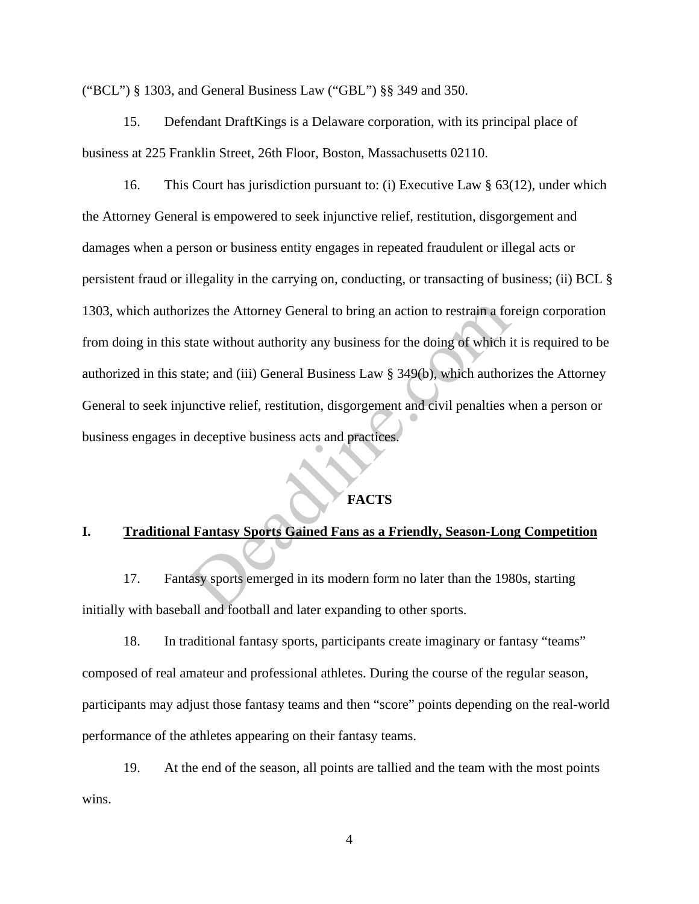("BCL") § 1303, and General Business Law ("GBL") §§ 349 and 350.

15. Defendant DraftKings is a Delaware corporation, with its principal place of business at 225 Franklin Street, 26th Floor, Boston, Massachusetts 02110.

16. This Court has jurisdiction pursuant to: (i) Executive Law § 63(12), under which the Attorney General is empowered to seek injunctive relief, restitution, disgorgement and damages when a person or business entity engages in repeated fraudulent or illegal acts or persistent fraud or illegality in the carrying on, conducting, or transacting of business; (ii) BCL § 1303, which authorizes the Attorney General to bring an action to restrain a foreign corporation from doing in this state without authority any business for the doing of which it is required to be authorized in this state; and (iii) General Business Law § 349(b), which authorizes the Attorney General to seek injunctive relief, restitution, disgorgement and civil penalties when a person or business engages in deceptive business acts and practices.

## FACTS

### I. Traditional Fantasy Sports Gained Fans as a Friendly, Season-Long Competition

17. Fantasy sports emerged in its modern form no later than the 1980s, starting initially with baseball and football and later expanding to other sports.

18. In traditional fantasy sports, participants create imaginary or fantasy "teams" composed of real amateur and professional athletes. During the course of the regular season, participants may adjust those fantasy teams and then "score" points depending on the real-world performance of the athletes appearing on their fantasy teams.

19. At the end of the season, all points are tallied and the team with the most points wins.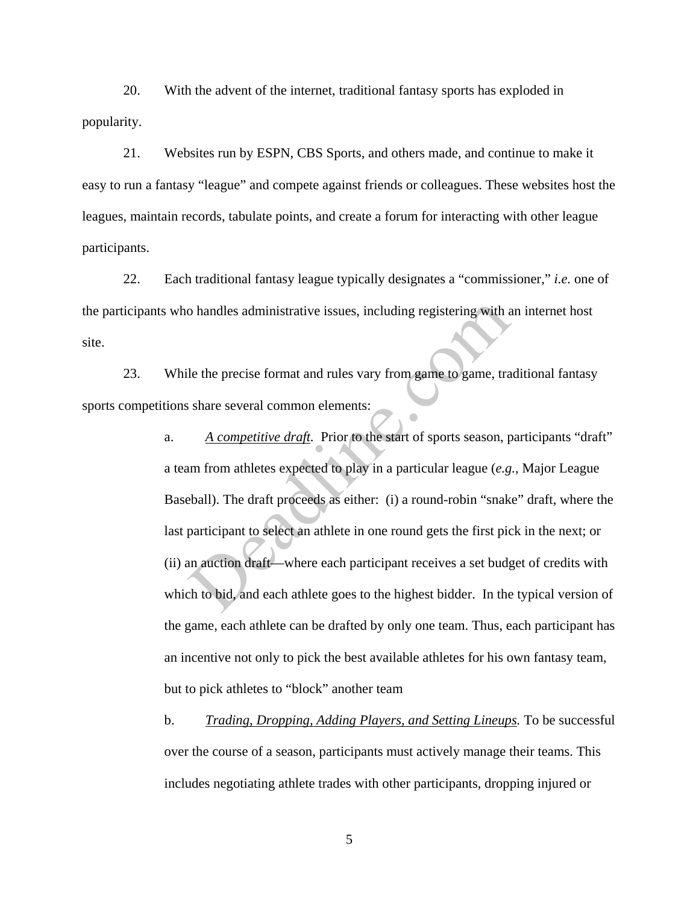20. With the advent of the internet, traditional fantasy sports has exploded in popularity.

21. Websites run by ESPN, CBS Sports, and others made, and continue to make it easy to run a fantasy "league" and compete against friends or colleagues. These websites host the leagues, maintain records, tabulate points, and create a forum for interacting with other league participants.

22. Each traditional fantasy league typically designates a "commissioner," *i.e.* one of the participants who handles administrative issues, including registering with an internet host site.

23. While the precise format and rules vary from game to game, traditional fantasy sports competitions share several common elements:

> a. *A competitive draft*. Prior to the start of sports season, participants "draft" a team from athletes expected to play in a particular league (*e.g.*, Major League Baseball). The draft proceeds as either: (i) a round-robin "snake" draft, where the last participant to select an athlete in one round gets the first pick in the next; or (ii) an auction draft—where each participant receives a set budget of credits with which to bid, and each athlete goes to the highest bidder. In the typical version of the game, each athlete can be drafted by only one team. Thus, each participant has an incentive not only to pick the best available athletes for his own fantasy team, but to pick athletes to "block" another team
>
> b. *Trading, Dropping, Adding Players, and Setting Lineups.* To be successful over the course of a season, participants must actively manage their teams. This includes negotiating athlete trades with other participants, dropping injured or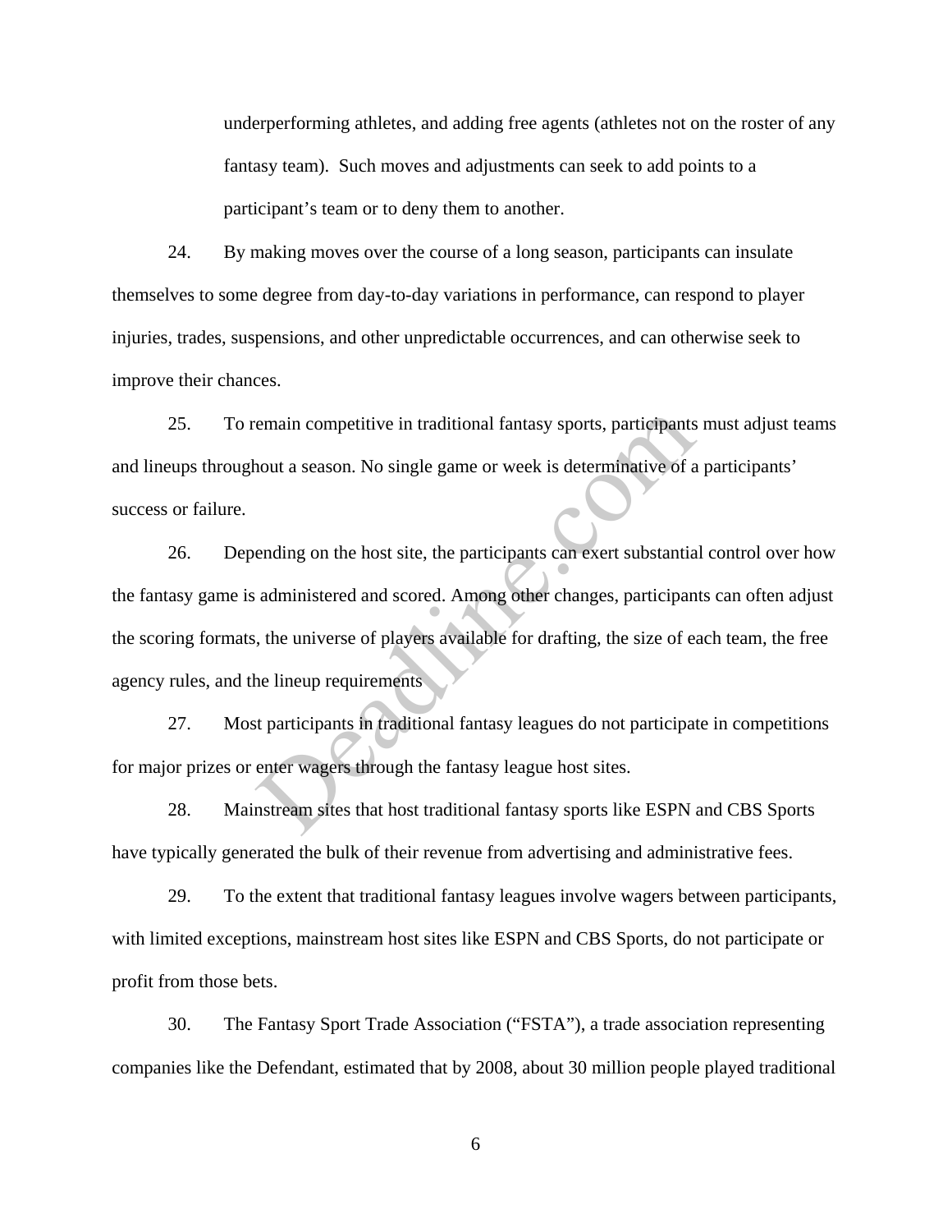underperforming athletes, and adding free agents (athletes not on the roster of any fantasy team). Such moves and adjustments can seek to add points to a participant's team or to deny them to another.

24. By making moves over the course of a long season, participants can insulate themselves to some degree from day-to-day variations in performance, can respond to player injuries, trades, suspensions, and other unpredictable occurrences, and can otherwise seek to improve their chances.

25. To remain competitive in traditional fantasy sports, participants must adjust teams and lineups throughout a season. No single game or week is determinative of a participants' success or failure.

26. Depending on the host site, the participants can exert substantial control over how the fantasy game is administered and scored. Among other changes, participants can often adjust the scoring formats, the universe of players available for drafting, the size of each team, the free agency rules, and the lineup requirements

27. Most participants in traditional fantasy leagues do not participate in competitions for major prizes or enter wagers through the fantasy league host sites.

28. Mainstream sites that host traditional fantasy sports like ESPN and CBS Sports have typically generated the bulk of their revenue from advertising and administrative fees.

29. To the extent that traditional fantasy leagues involve wagers between participants, with limited exceptions, mainstream host sites like ESPN and CBS Sports, do not participate or profit from those bets.

30. The Fantasy Sport Trade Association ("FSTA"), a trade association representing companies like the Defendant, estimated that by 2008, about 30 million people played traditional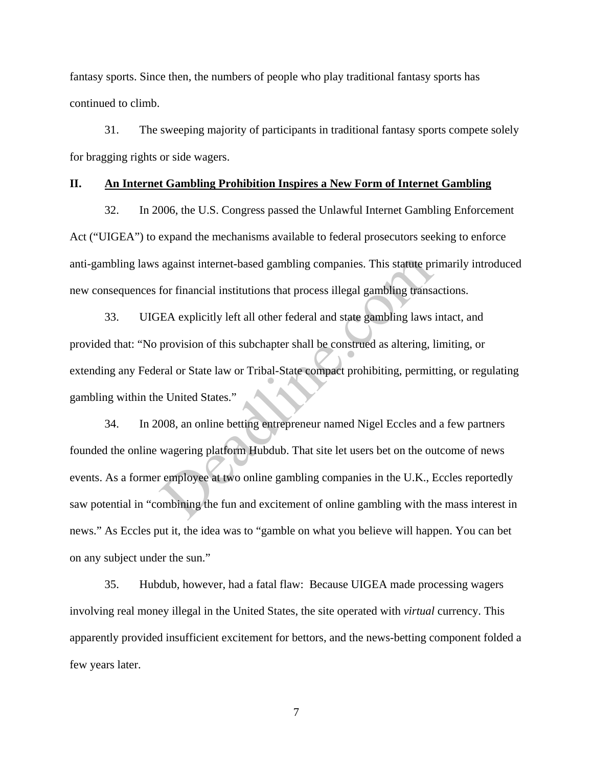fantasy sports. Since then, the numbers of people who play traditional fantasy sports has continued to climb.

31. The sweeping majority of participants in traditional fantasy sports compete solely for bragging rights or side wagers.

## II. <u>An Internet Gambling Prohibition Inspires a New Form of Internet Gambling</u>

32. In 2006, the U.S. Congress passed the Unlawful Internet Gambling Enforcement Act ("UIGEA") to expand the mechanisms available to federal prosecutors seeking to enforce anti-gambling laws against internet-based gambling companies. This statute primarily introduced new consequences for financial institutions that process illegal gambling transactions.

33. UIGEA explicitly left all other federal and state gambling laws intact, and provided that: "No provision of this subchapter shall be construed as altering, limiting, or extending any Federal or State law or Tribal-State compact prohibiting, permitting, or regulating gambling within the United States."

34. In 2008, an online betting entrepreneur named Nigel Eccles and a few partners founded the online wagering platform Hubdub. That site let users bet on the outcome of news events. As a former employee at two online gambling companies in the U.K., Eccles reportedly saw potential in "combining the fun and excitement of online gambling with the mass interest in news." As Eccles put it, the idea was to "gamble on what you believe will happen. You can bet on any subject under the sun."

35. Hubdub, however, had a fatal flaw: Because UIGEA made processing wagers involving real money illegal in the United States, the site operated with *virtual* currency. This apparently provided insufficient excitement for bettors, and the news-betting component folded a few years later.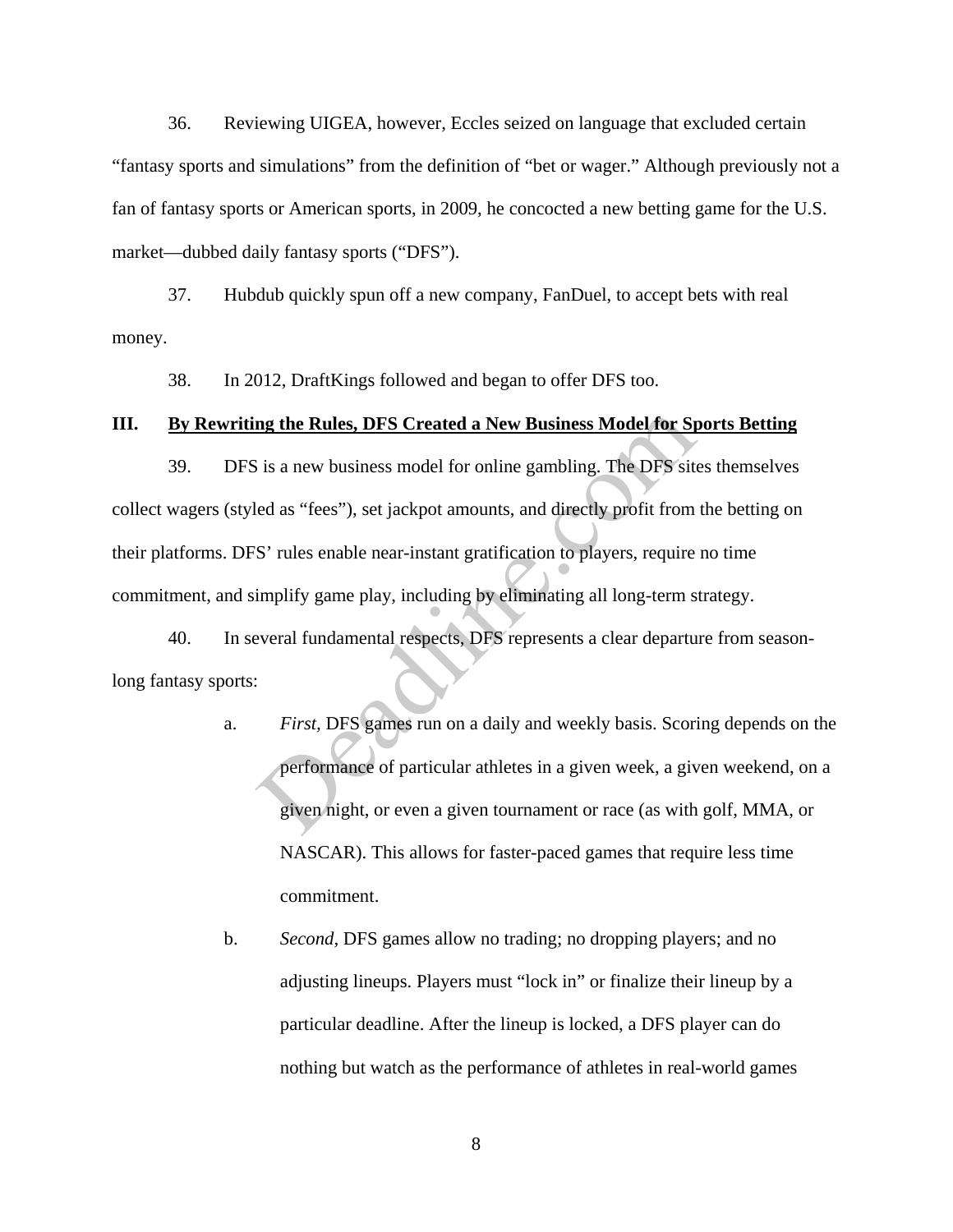36. Reviewing UIGEA, however, Eccles seized on language that excluded certain "fantasy sports and simulations" from the definition of "bet or wager." Although previously not a fan of fantasy sports or American sports, in 2009, he concocted a new betting game for the U.S. market—dubbed daily fantasy sports ("DFS").

37. Hubdub quickly spun off a new company, FanDuel, to accept bets with real money.

38. In 2012, DraftKings followed and began to offer DFS too.

## III. By Rewriting the Rules, DFS Created a New Business Model for Sports Betting

39. DFS is a new business model for online gambling. The DFS sites themselves collect wagers (styled as "fees"), set jackpot amounts, and directly profit from the betting on their platforms. DFS' rules enable near-instant gratification to players, require no time commitment, and simplify game play, including by eliminating all long-term strategy.

40. In several fundamental respects, DFS represents a clear departure from season-long fantasy sports:

a. *First,* DFS games run on a daily and weekly basis. Scoring depends on the performance of particular athletes in a given week, a given weekend, on a given night, or even a given tournament or race (as with golf, MMA, or NASCAR). This allows for faster-paced games that require less time commitment.

b. *Second,* DFS games allow no trading; no dropping players; and no adjusting lineups. Players must "lock in" or finalize their lineup by a particular deadline. After the lineup is locked, a DFS player can do nothing but watch as the performance of athletes in real-world games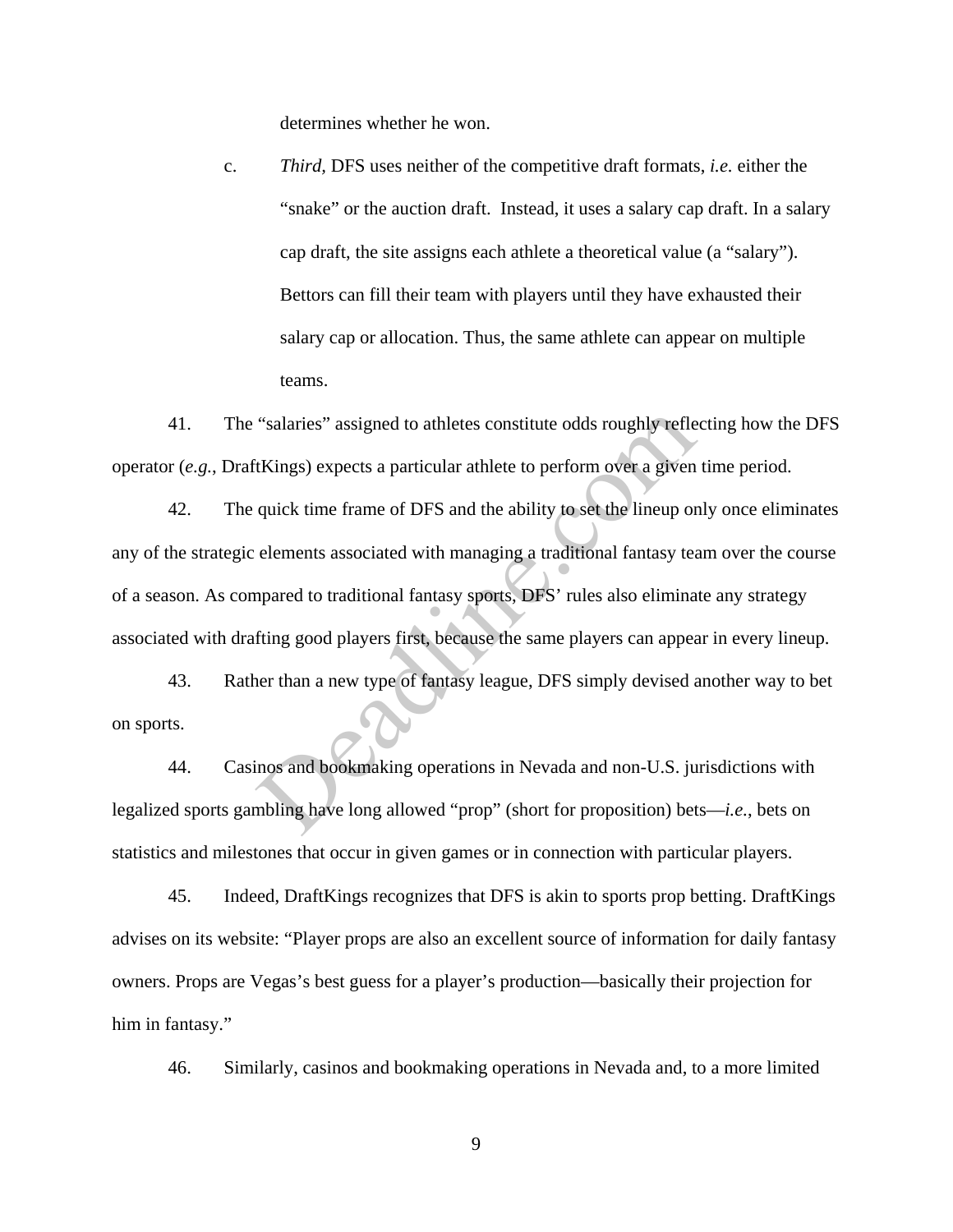determines whether he won.

c. *Third*, DFS uses neither of the competitive draft formats, *i.e.* either the "snake" or the auction draft. Instead, it uses a salary cap draft. In a salary cap draft, the site assigns each athlete a theoretical value (a "salary"). Bettors can fill their team with players until they have exhausted their salary cap or allocation. Thus, the same athlete can appear on multiple teams.

41. The "salaries" assigned to athletes constitute odds roughly reflecting how the DFS operator (*e.g.*, DraftKings) expects a particular athlete to perform over a given time period.

42. The quick time frame of DFS and the ability to set the lineup only once eliminates any of the strategic elements associated with managing a traditional fantasy team over the course of a season. As compared to traditional fantasy sports, DFS' rules also eliminate any strategy associated with drafting good players first, because the same players can appear in every lineup.

43. Rather than a new type of fantasy league, DFS simply devised another way to bet on sports.

44. Casinos and bookmaking operations in Nevada and non-U.S. jurisdictions with legalized sports gambling have long allowed "prop" (short for proposition) bets—*i.e.*, bets on statistics and milestones that occur in given games or in connection with particular players.

45. Indeed, DraftKings recognizes that DFS is akin to sports prop betting. DraftKings advises on its website: "Player props are also an excellent source of information for daily fantasy owners. Props are Vegas's best guess for a player's production—basically their projection for him in fantasy."

46. Similarly, casinos and bookmaking operations in Nevada and, to a more limited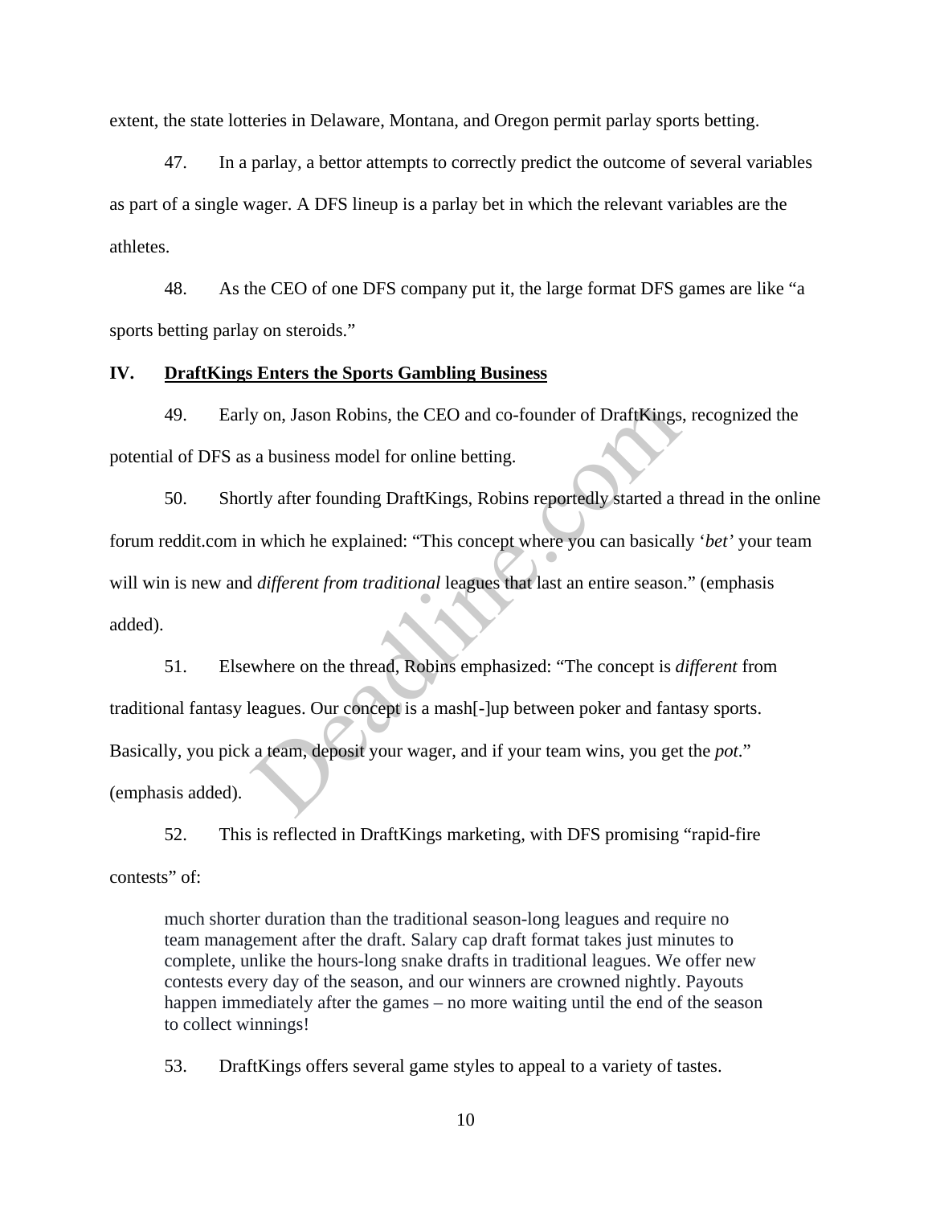extent, the state lotteries in Delaware, Montana, and Oregon permit parlay sports betting.

47. In a parlay, a bettor attempts to correctly predict the outcome of several variables as part of a single wager. A DFS lineup is a parlay bet in which the relevant variables are the athletes.

48. As the CEO of one DFS company put it, the large format DFS games are like "a sports betting parlay on steroids."

## IV. **DraftKings Enters the Sports Gambling Business**

49. Early on, Jason Robins, the CEO and co-founder of DraftKings, recognized the potential of DFS as a business model for online betting.

50. Shortly after founding DraftKings, Robins reportedly started a thread in the online forum reddit.com in which he explained: "This concept where you can basically '*bet*' your team will win is new and *different from traditional* leagues that last an entire season." (emphasis added).

51. Elsewhere on the thread, Robins emphasized: "The concept is *different* from traditional fantasy leagues. Our concept is a mash[-]up between poker and fantasy sports. Basically, you pick a team, deposit your wager, and if your team wins, you get the *pot*." (emphasis added).

52. This is reflected in DraftKings marketing, with DFS promising "rapid-fire contests" of:

> much shorter duration than the traditional season-long leagues and require no team management after the draft. Salary cap draft format takes just minutes to complete, unlike the hours-long snake drafts in traditional leagues. We offer new contests every day of the season, and our winners are crowned nightly. Payouts happen immediately after the games – no more waiting until the end of the season to collect winnings!

53. DraftKings offers several game styles to appeal to a variety of tastes.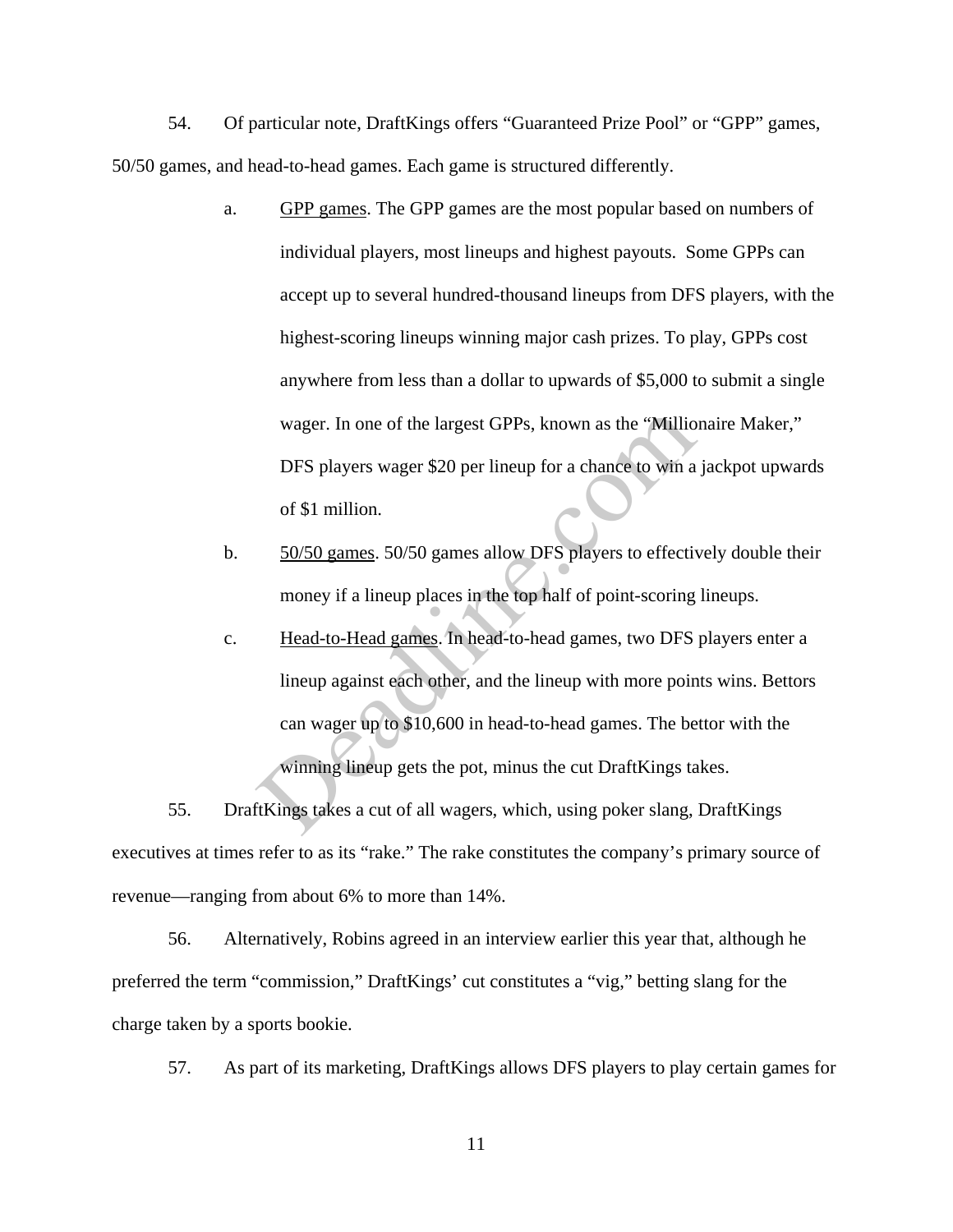54. Of particular note, DraftKings offers "Guaranteed Prize Pool" or "GPP" games, 50/50 games, and head-to-head games. Each game is structured differently.

a. GPP games. The GPP games are the most popular based on numbers of individual players, most lineups and highest payouts. Some GPPs can accept up to several hundred-thousand lineups from DFS players, with the highest-scoring lineups winning major cash prizes. To play, GPPs cost anywhere from less than a dollar to upwards of $5,000 to submit a single wager. In one of the largest GPPs, known as the "Millionaire Maker," DFS players wager $20 per lineup for a chance to win a jackpot upwards of $1 million.

b. 50/50 games. 50/50 games allow DFS players to effectively double their money if a lineup places in the top half of point-scoring lineups.

c. Head-to-Head games. In head-to-head games, two DFS players enter a lineup against each other, and the lineup with more points wins. Bettors can wager up to $10,600 in head-to-head games. The bettor with the winning lineup gets the pot, minus the cut DraftKings takes.

55. DraftKings takes a cut of all wagers, which, using poker slang, DraftKings executives at times refer to as its "rake." The rake constitutes the company's primary source of revenue—ranging from about 6% to more than 14%.

56. Alternatively, Robins agreed in an interview earlier this year that, although he preferred the term "commission," DraftKings' cut constitutes a "vig," betting slang for the charge taken by a sports bookie.

57. As part of its marketing, DraftKings allows DFS players to play certain games for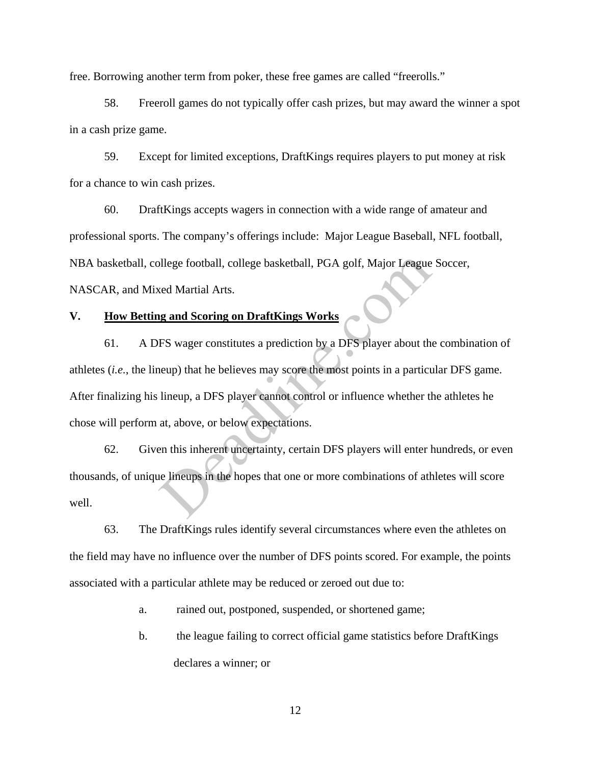free. Borrowing another term from poker, these free games are called "freerolls."

58. Freeroll games do not typically offer cash prizes, but may award the winner a spot in a cash prize game.

59. Except for limited exceptions, DraftKings requires players to put money at risk for a chance to win cash prizes.

60. DraftKings accepts wagers in connection with a wide range of amateur and professional sports. The company's offerings include: Major League Baseball, NFL football, NBA basketball, college football, college basketball, PGA golf, Major League Soccer, NASCAR, and Mixed Martial Arts.

## V. <u>How Betting and Scoring on DraftKings Works</u>

61. A DFS wager constitutes a prediction by a DFS player about the combination of athletes (*i.e.*, the lineup) that he believes may score the most points in a particular DFS game. After finalizing his lineup, a DFS player cannot control or influence whether the athletes he chose will perform at, above, or below expectations.

62. Given this inherent uncertainty, certain DFS players will enter hundreds, or even thousands, of unique lineups in the hopes that one or more combinations of athletes will score well.

63. The DraftKings rules identify several circumstances where even the athletes on the field may have no influence over the number of DFS points scored. For example, the points associated with a particular athlete may be reduced or zeroed out due to:

a. rained out, postponed, suspended, or shortened game;

b. the league failing to correct official game statistics before DraftKings declares a winner; or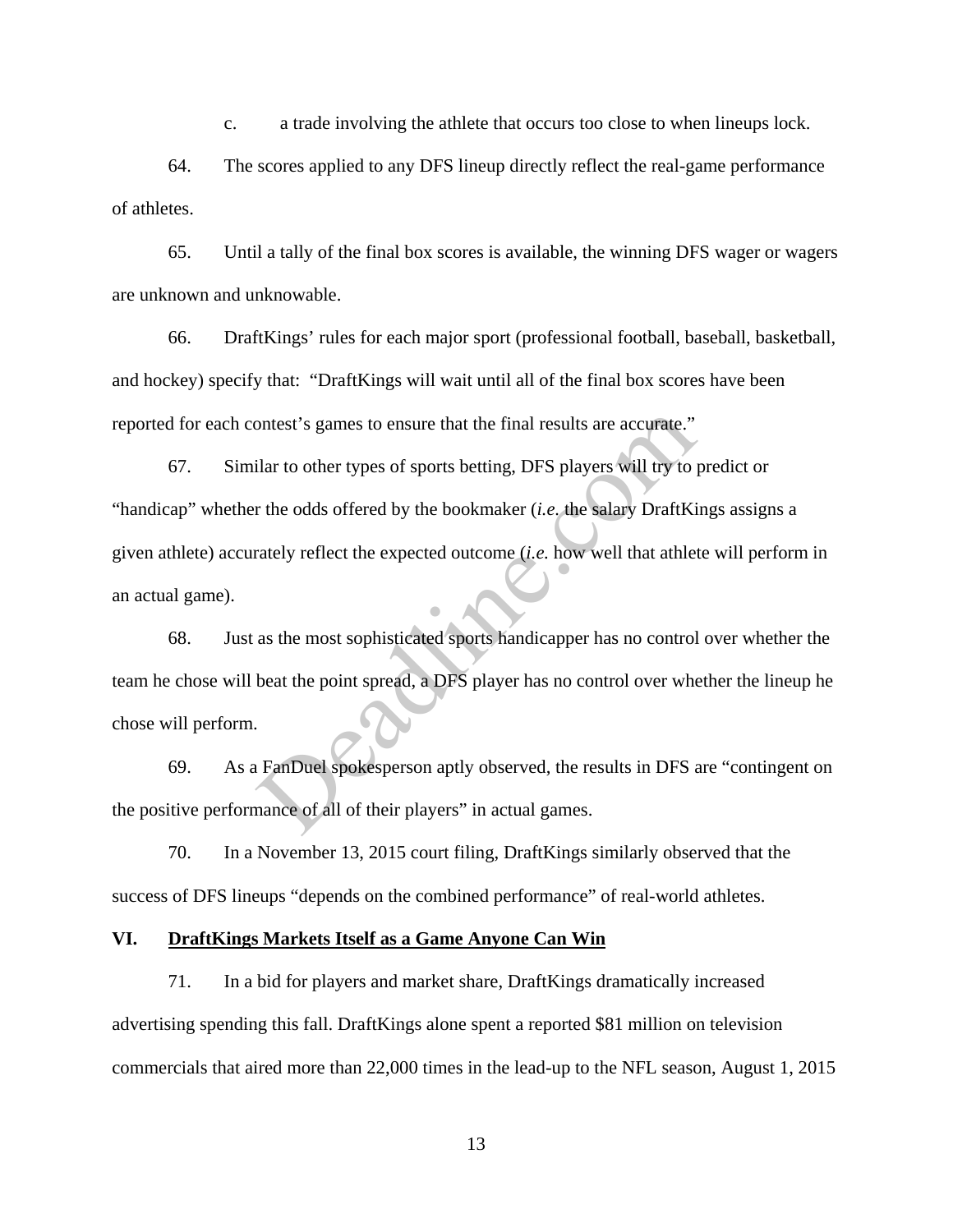c. a trade involving the athlete that occurs too close to when lineups lock.

64. The scores applied to any DFS lineup directly reflect the real-game performance of athletes.

65. Until a tally of the final box scores is available, the winning DFS wager or wagers are unknown and unknowable.

66. DraftKings' rules for each major sport (professional football, baseball, basketball, and hockey) specify that: "DraftKings will wait until all of the final box scores have been reported for each contest's games to ensure that the final results are accurate."

67. Similar to other types of sports betting, DFS players will try to predict or "handicap" whether the odds offered by the bookmaker (*i.e.* the salary DraftKings assigns a given athlete) accurately reflect the expected outcome (*i.e.* how well that athlete will perform in an actual game).

68. Just as the most sophisticated sports handicapper has no control over whether the team he chose will beat the point spread, a DFS player has no control over whether the lineup he chose will perform.

69. As a FanDuel spokesperson aptly observed, the results in DFS are "contingent on the positive performance of all of their players" in actual games.

70. In a November 13, 2015 court filing, DraftKings similarly observed that the success of DFS lineups "depends on the combined performance" of real-world athletes.

## VI. DraftKings Markets Itself as a Game Anyone Can Win

71. In a bid for players and market share, DraftKings dramatically increased advertising spending this fall. DraftKings alone spent a reported $81 million on television commercials that aired more than 22,000 times in the lead-up to the NFL season, August 1, 2015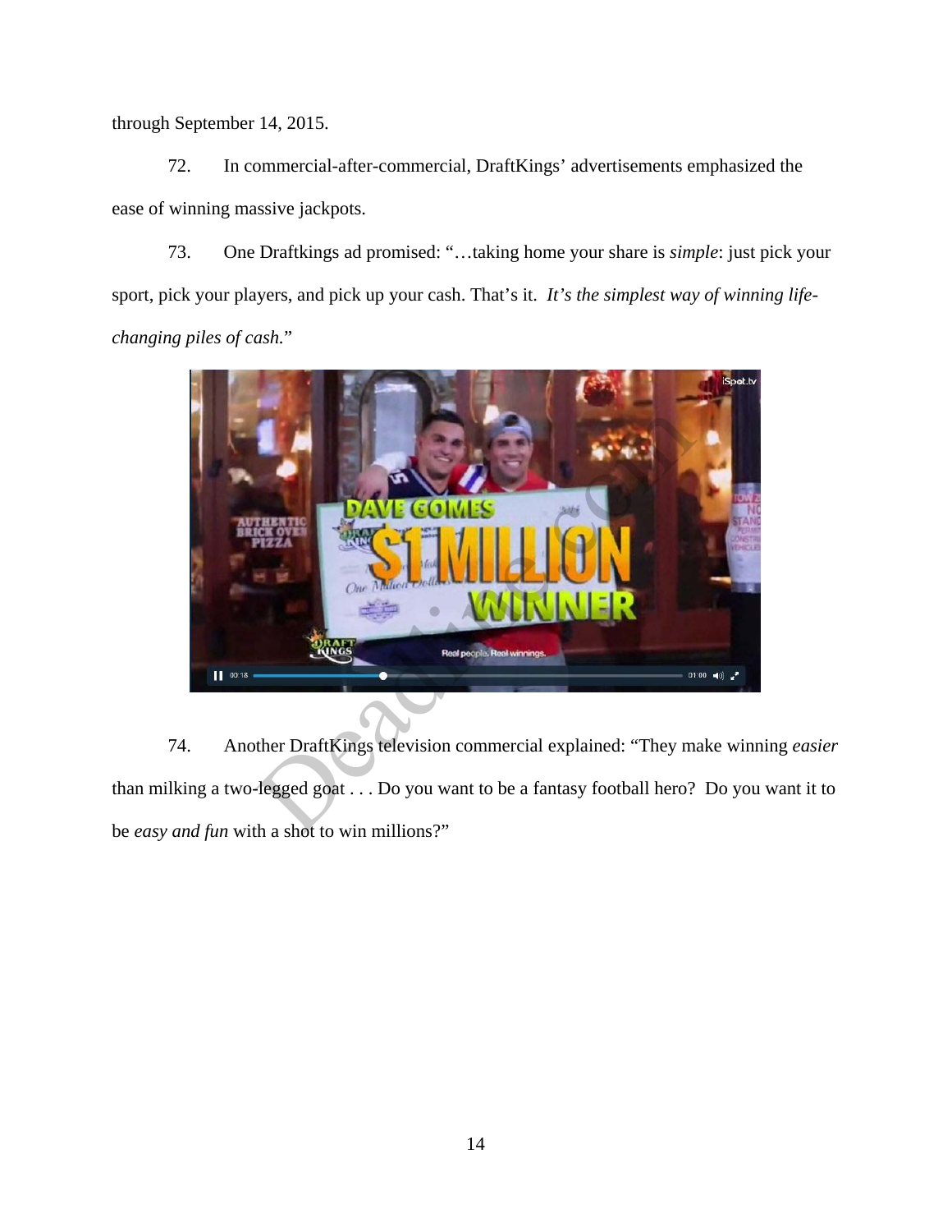through September 14, 2015.

72. In commercial-after-commercial, DraftKings' advertisements emphasized the ease of winning massive jackpots.

73. One Draftkings ad promised: "…taking home your share is *simple*: just pick your sport, pick your players, and pick up your cash. That's it. *It's the simplest way of winning life-changing piles of cash.*"

74. Another DraftKings television commercial explained: "They make winning *easier* than milking a two-legged goat . . . Do you want to be a fantasy football hero? Do you want it to be *easy and fun* with a shot to win millions?"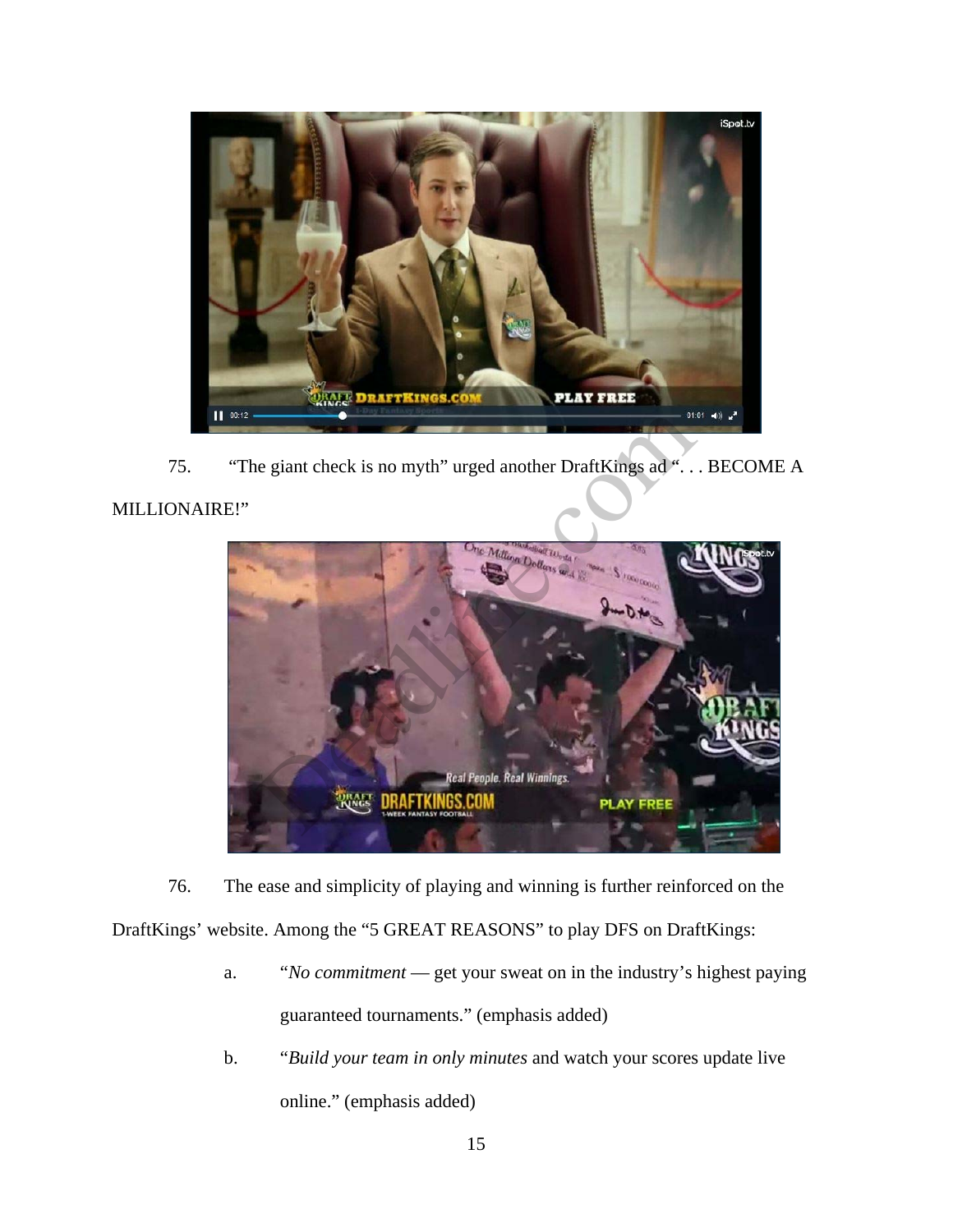75. "The giant check is no myth" urged another DraftKings ad ". . . BECOME A MILLIONAIRE!"

76. The ease and simplicity of playing and winning is further reinforced on the DraftKings' website. Among the "5 GREAT REASONS" to play DFS on DraftKings:

a. "*No commitment* — get your sweat on in the industry's highest paying guaranteed tournaments." (emphasis added)

b. "*Build your team in only minutes* and watch your scores update live online." (emphasis added)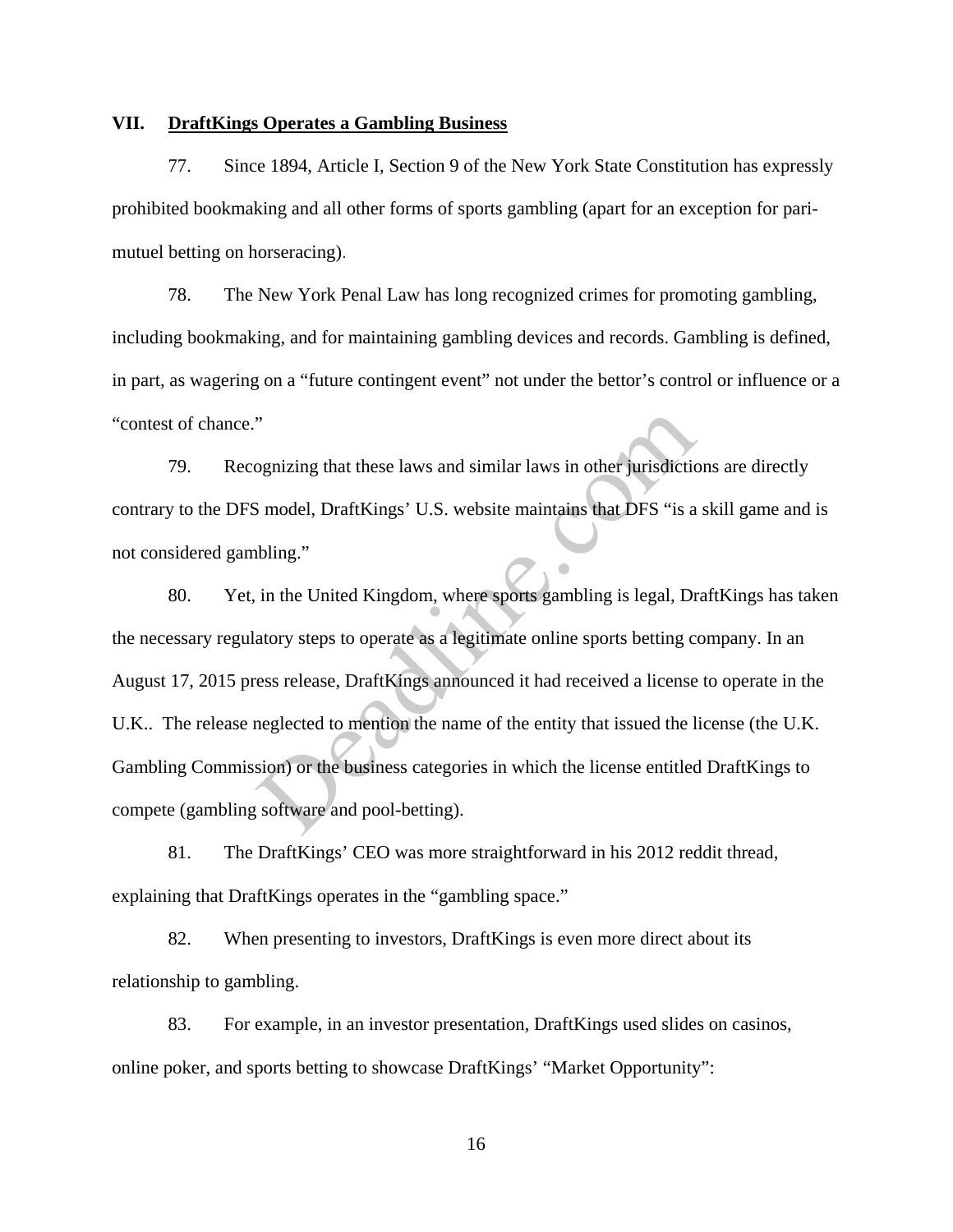## VII. DraftKings Operates a Gambling Business

77. Since 1894, Article I, Section 9 of the New York State Constitution has expressly prohibited bookmaking and all other forms of sports gambling (apart for an exception for pari-mutuel betting on horseracing).

78. The New York Penal Law has long recognized crimes for promoting gambling, including bookmaking, and for maintaining gambling devices and records. Gambling is defined, in part, as wagering on a "future contingent event" not under the bettor's control or influence or a "contest of chance."

79. Recognizing that these laws and similar laws in other jurisdictions are directly contrary to the DFS model, DraftKings' U.S. website maintains that DFS "is a skill game and is not considered gambling."

80. Yet, in the United Kingdom, where sports gambling is legal, DraftKings has taken the necessary regulatory steps to operate as a legitimate online sports betting company. In an August 17, 2015 press release, DraftKings announced it had received a license to operate in the U.K.. The release neglected to mention the name of the entity that issued the license (the U.K. Gambling Commission) or the business categories in which the license entitled DraftKings to compete (gambling software and pool-betting).

81. The DraftKings' CEO was more straightforward in his 2012 reddit thread, explaining that DraftKings operates in the "gambling space."

82. When presenting to investors, DraftKings is even more direct about its relationship to gambling.

83. For example, in an investor presentation, DraftKings used slides on casinos, online poker, and sports betting to showcase DraftKings' "Market Opportunity":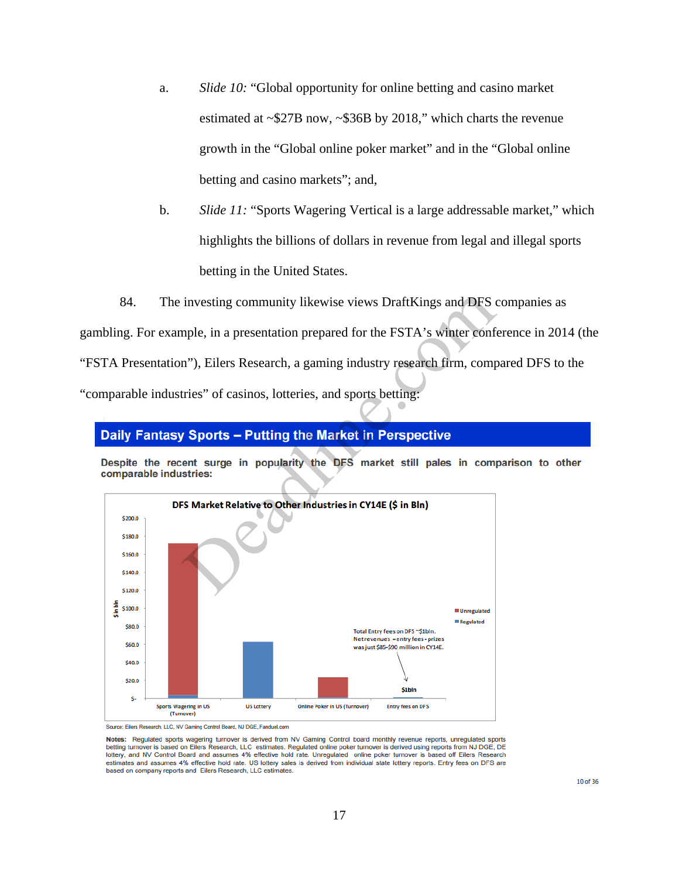a. *Slide 10:* "Global opportunity for online betting and casino market estimated at ~$27B now, ~$36B by 2018," which charts the revenue growth in the "Global online poker market" and in the "Global online betting and casino markets"; and,

b. *Slide 11:* "Sports Wagering Vertical is a large addressable market," which highlights the billions of dollars in revenue from legal and illegal sports betting in the United States.

84. The investing community likewise views DraftKings and DFS companies as gambling. For example, in a presentation prepared for the FSTA's winter conference in 2014 (the "FSTA Presentation"), Eilers Research, a gaming industry research firm, compared DFS to the "comparable industries" of casinos, lotteries, and sports betting:

**Daily Fantasy Sports – Putting the Market in Perspective**

**Despite the recent surge in popularity the DFS market still pales in comparison to other comparable industries:**

**DFS Market Relative to Other Industries in CY14E ($ in Bln)**

$ in bln: $200.0, $180.0, $160.0, $140.0, $120.0, $100.0, $80.0, $60.0, $40.0, $20.0, $-

Sports Wagering in US (Turnover) | US Lottery | Online Poker in US (Turnover) | Entry fees on DFS

Unregulated | Regulated

Total Entry fees on DFS ~$1bln. Net revenues =entry fees - prizes was just $85-$90 million in CY14E.

$1bln

Source: Eilers Research, LLC, NV Gaming Control Board, NJ DGE, Fanduel.com

**Notes:** Regulated sports wagering turnover is derived from NV Gaming Control board monthly revenue reports, unregulated sports betting turnover is based on Eilers Research, LLC estimates. Regulated online poker turnover is derived using reports from NJ DGE, DE lottery, and NV Control Board and assumes 4% effective hold rate. Unregulated online poker turnover is based off Eilers Research estimates and assumes 4% effective hold rate. US lottery sales is derived from individual state lottery reports. Entry fees on DFS are based on company reports and Eilers Research, LLC estimates.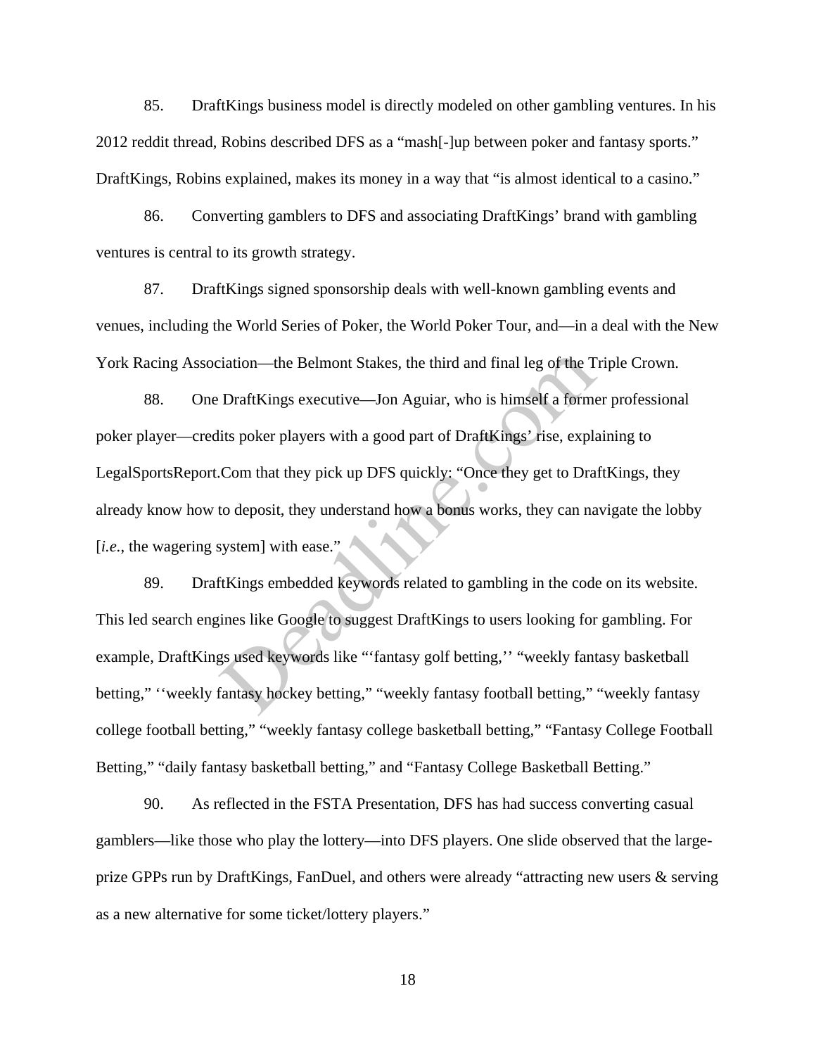85. DraftKings business model is directly modeled on other gambling ventures. In his 2012 reddit thread, Robins described DFS as a "mash[-]up between poker and fantasy sports." DraftKings, Robins explained, makes its money in a way that "is almost identical to a casino."

86. Converting gamblers to DFS and associating DraftKings' brand with gambling ventures is central to its growth strategy.

87. DraftKings signed sponsorship deals with well-known gambling events and venues, including the World Series of Poker, the World Poker Tour, and—in a deal with the New York Racing Association—the Belmont Stakes, the third and final leg of the Triple Crown.

88. One DraftKings executive—Jon Aguiar, who is himself a former professional poker player—credits poker players with a good part of DraftKings' rise, explaining to LegalSportsReport.Com that they pick up DFS quickly: "Once they get to DraftKings, they already know how to deposit, they understand how a bonus works, they can navigate the lobby [*i.e.*, the wagering system] with ease."

89. DraftKings embedded keywords related to gambling in the code on its website. This led search engines like Google to suggest DraftKings to users looking for gambling. For example, DraftKings used keywords like "'fantasy golf betting,'' "weekly fantasy basketball betting," ''weekly fantasy hockey betting," "weekly fantasy football betting," "weekly fantasy college football betting," "weekly fantasy college basketball betting," "Fantasy College Football Betting," "daily fantasy basketball betting," and "Fantasy College Basketball Betting."

90. As reflected in the FSTA Presentation, DFS has had success converting casual gamblers—like those who play the lottery—into DFS players. One slide observed that the large-prize GPPs run by DraftKings, FanDuel, and others were already "attracting new users & serving as a new alternative for some ticket/lottery players."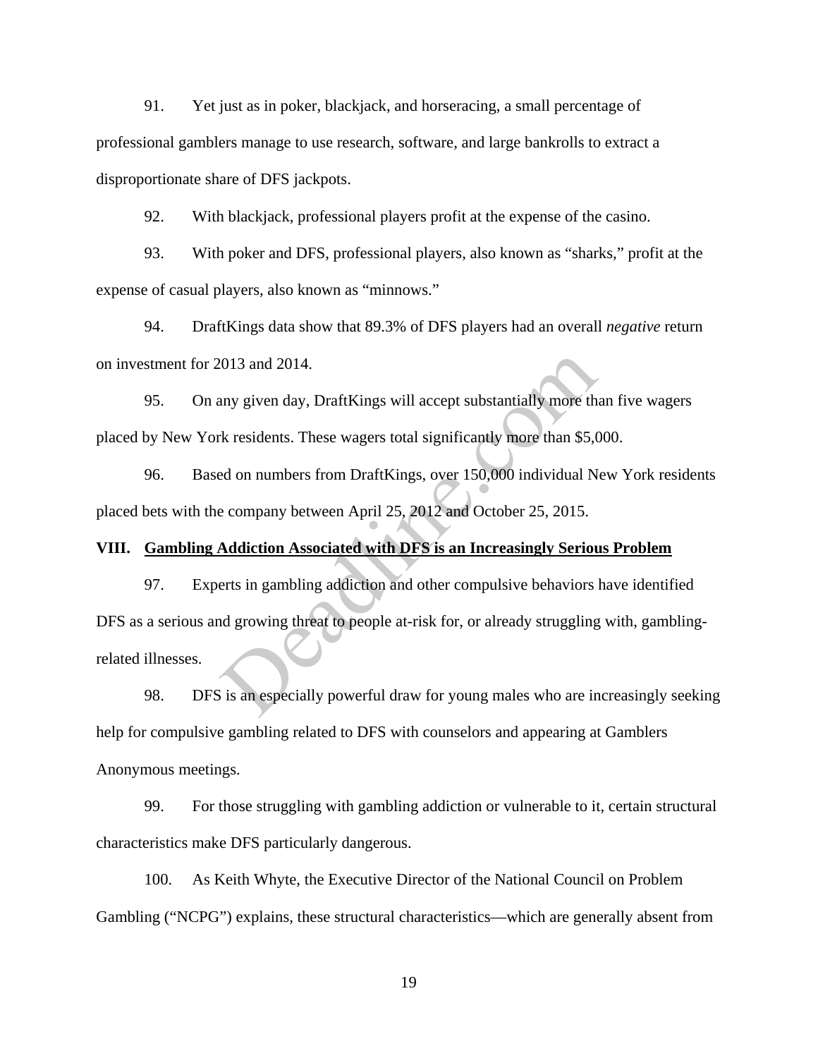91. Yet just as in poker, blackjack, and horseracing, a small percentage of professional gamblers manage to use research, software, and large bankrolls to extract a disproportionate share of DFS jackpots.

92. With blackjack, professional players profit at the expense of the casino.

93. With poker and DFS, professional players, also known as "sharks," profit at the expense of casual players, also known as "minnows."

94. DraftKings data show that 89.3% of DFS players had an overall *negative* return on investment for 2013 and 2014.

95. On any given day, DraftKings will accept substantially more than five wagers placed by New York residents. These wagers total significantly more than $5,000.

96. Based on numbers from DraftKings, over 150,000 individual New York residents placed bets with the company between April 25, 2012 and October 25, 2015.

## VIII. Gambling Addiction Associated with DFS is an Increasingly Serious Problem

97. Experts in gambling addiction and other compulsive behaviors have identified DFS as a serious and growing threat to people at-risk for, or already struggling with, gambling-related illnesses.

98. DFS is an especially powerful draw for young males who are increasingly seeking help for compulsive gambling related to DFS with counselors and appearing at Gamblers Anonymous meetings.

99. For those struggling with gambling addiction or vulnerable to it, certain structural characteristics make DFS particularly dangerous.

100. As Keith Whyte, the Executive Director of the National Council on Problem Gambling ("NCPG") explains, these structural characteristics—which are generally absent from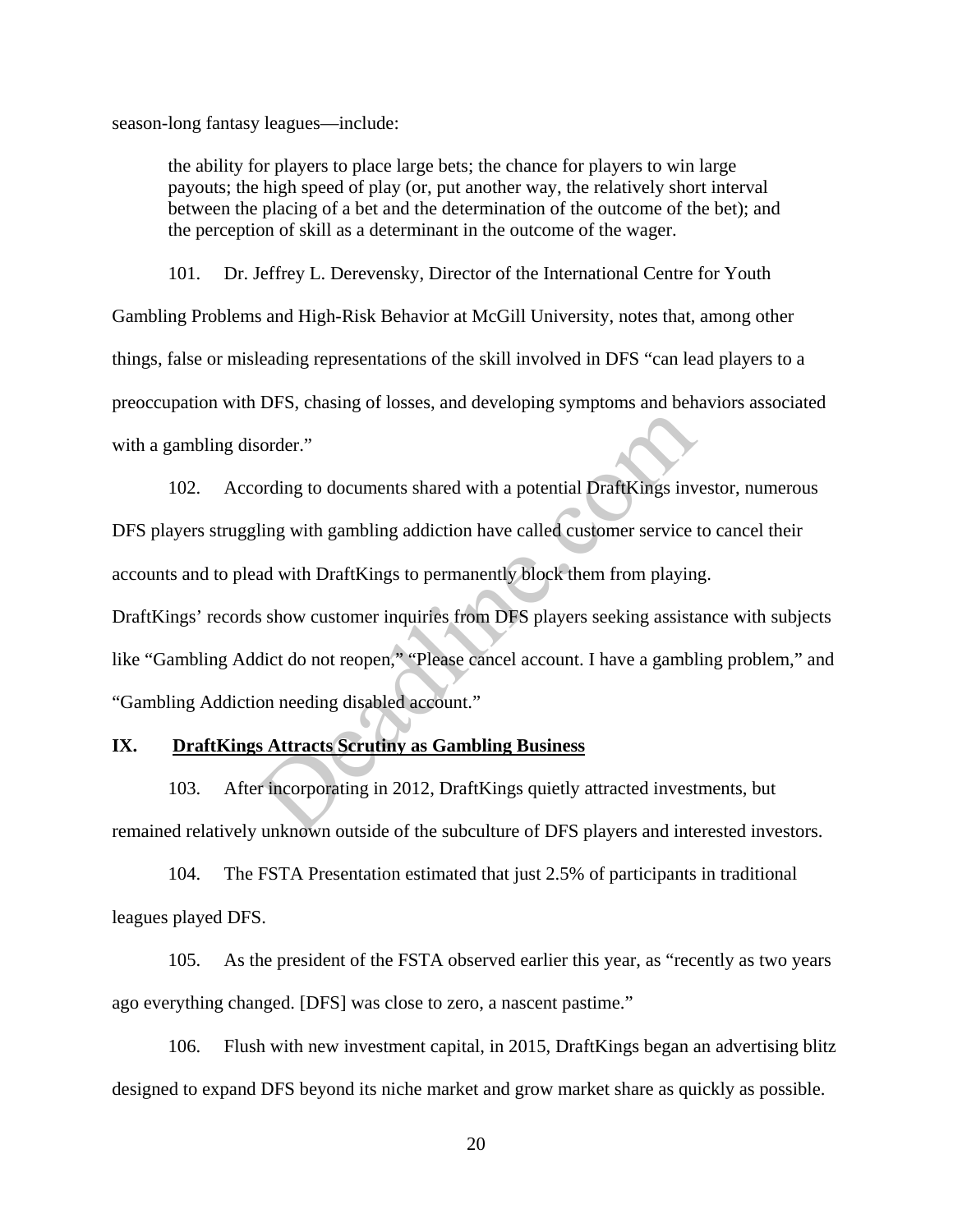season-long fantasy leagues—include:

> the ability for players to place large bets; the chance for players to win large payouts; the high speed of play (or, put another way, the relatively short interval between the placing of a bet and the determination of the outcome of the bet); and the perception of skill as a determinant in the outcome of the wager.

101. Dr. Jeffrey L. Derevensky, Director of the International Centre for Youth Gambling Problems and High-Risk Behavior at McGill University, notes that, among other things, false or misleading representations of the skill involved in DFS "can lead players to a preoccupation with DFS, chasing of losses, and developing symptoms and behaviors associated with a gambling disorder."

102. According to documents shared with a potential DraftKings investor, numerous DFS players struggling with gambling addiction have called customer service to cancel their accounts and to plead with DraftKings to permanently block them from playing. DraftKings' records show customer inquiries from DFS players seeking assistance with subjects like "Gambling Addict do not reopen," "Please cancel account. I have a gambling problem," and "Gambling Addiction needing disabled account."

## IX. DraftKings Attracts Scrutiny as Gambling Business

103. After incorporating in 2012, DraftKings quietly attracted investments, but remained relatively unknown outside of the subculture of DFS players and interested investors.

104. The FSTA Presentation estimated that just 2.5% of participants in traditional leagues played DFS.

105. As the president of the FSTA observed earlier this year, as "recently as two years ago everything changed. [DFS] was close to zero, a nascent pastime."

106. Flush with new investment capital, in 2015, DraftKings began an advertising blitz designed to expand DFS beyond its niche market and grow market share as quickly as possible.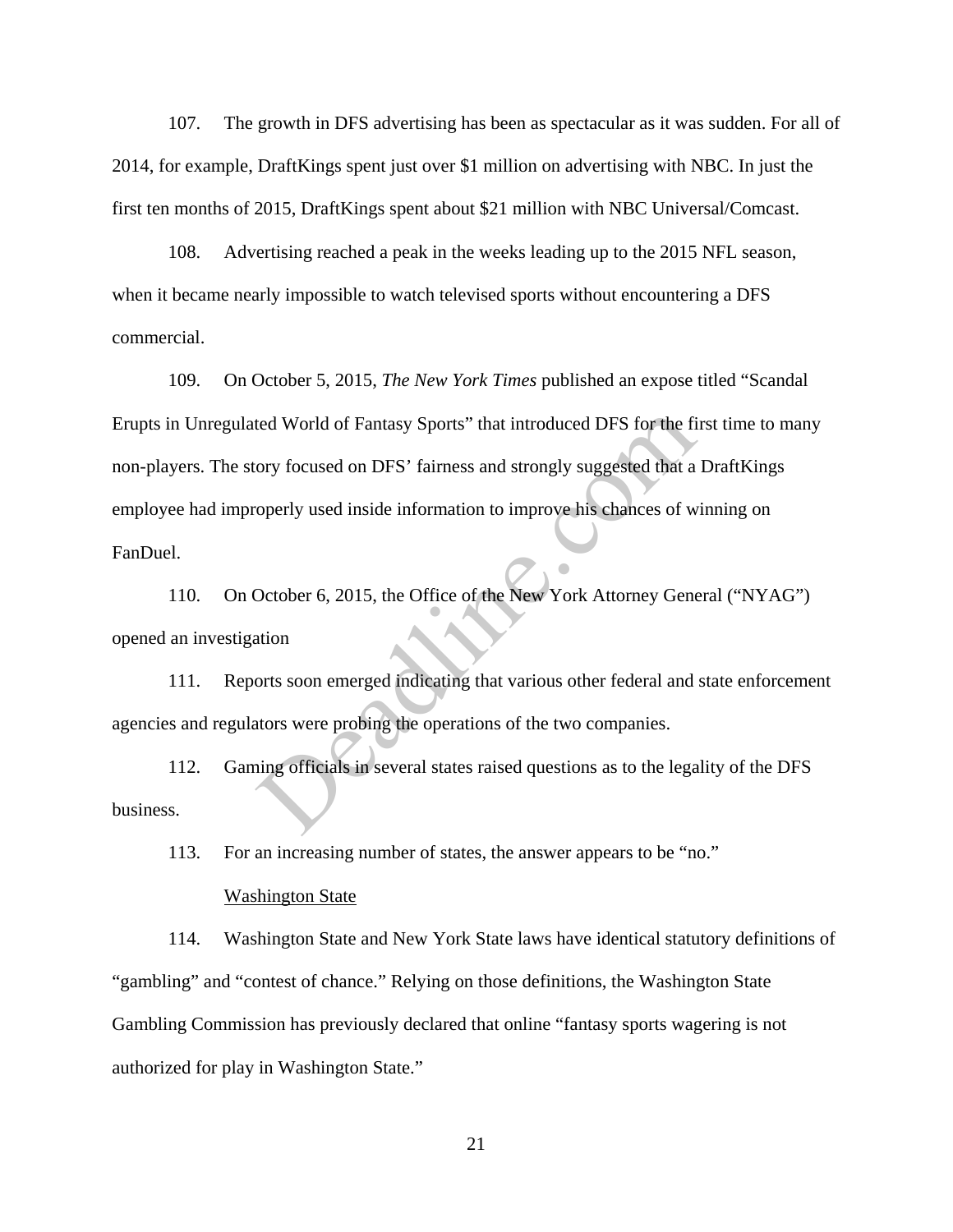107. The growth in DFS advertising has been as spectacular as it was sudden. For all of 2014, for example, DraftKings spent just over $1 million on advertising with NBC. In just the first ten months of 2015, DraftKings spent about $21 million with NBC Universal/Comcast.

108. Advertising reached a peak in the weeks leading up to the 2015 NFL season, when it became nearly impossible to watch televised sports without encountering a DFS commercial.

109. On October 5, 2015, *The New York Times* published an expose titled "Scandal Erupts in Unregulated World of Fantasy Sports" that introduced DFS for the first time to many non-players. The story focused on DFS' fairness and strongly suggested that a DraftKings employee had improperly used inside information to improve his chances of winning on FanDuel.

110. On October 6, 2015, the Office of the New York Attorney General ("NYAG") opened an investigation

111. Reports soon emerged indicating that various other federal and state enforcement agencies and regulators were probing the operations of the two companies.

112. Gaming officials in several states raised questions as to the legality of the DFS business.

113. For an increasing number of states, the answer appears to be "no."

<u>Washington State</u>

114. Washington State and New York State laws have identical statutory definitions of "gambling" and "contest of chance." Relying on those definitions, the Washington State Gambling Commission has previously declared that online "fantasy sports wagering is not authorized for play in Washington State."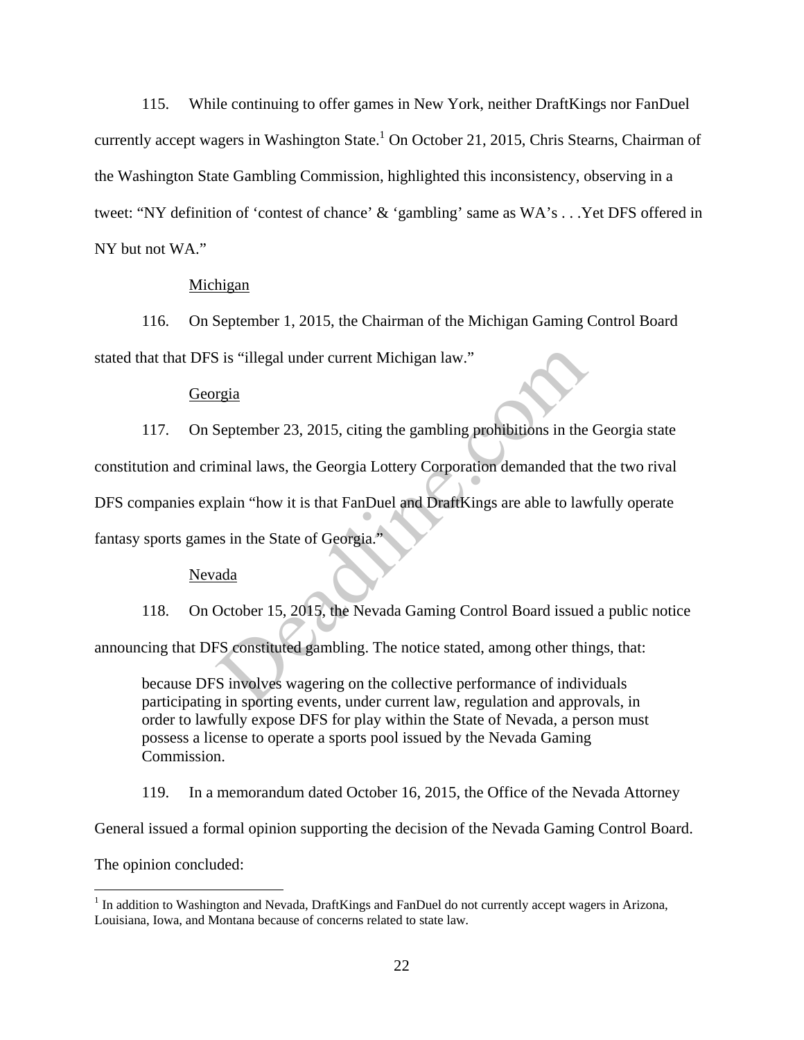115. While continuing to offer games in New York, neither DraftKings nor FanDuel currently accept wagers in Washington State.[1] On October 21, 2015, Chris Stearns, Chairman of the Washington State Gambling Commission, highlighted this inconsistency, observing in a tweet: "NY definition of 'contest of chance' & 'gambling' same as WA's . . .Yet DFS offered in NY but not WA."

Michigan

116. On September 1, 2015, the Chairman of the Michigan Gaming Control Board stated that that DFS is "illegal under current Michigan law."

Georgia

117. On September 23, 2015, citing the gambling prohibitions in the Georgia state constitution and criminal laws, the Georgia Lottery Corporation demanded that the two rival DFS companies explain "how it is that FanDuel and DraftKings are able to lawfully operate fantasy sports games in the State of Georgia."

Nevada

118. On October 15, 2015, the Nevada Gaming Control Board issued a public notice announcing that DFS constituted gambling. The notice stated, among other things, that:

> because DFS involves wagering on the collective performance of individuals participating in sporting events, under current law, regulation and approvals, in order to lawfully expose DFS for play within the State of Nevada, a person must possess a license to operate a sports pool issued by the Nevada Gaming Commission.

119. In a memorandum dated October 16, 2015, the Office of the Nevada Attorney General issued a formal opinion supporting the decision of the Nevada Gaming Control Board. The opinion concluded:

[1] In addition to Washington and Nevada, DraftKings and FanDuel do not currently accept wagers in Arizona, Louisiana, Iowa, and Montana because of concerns related to state law.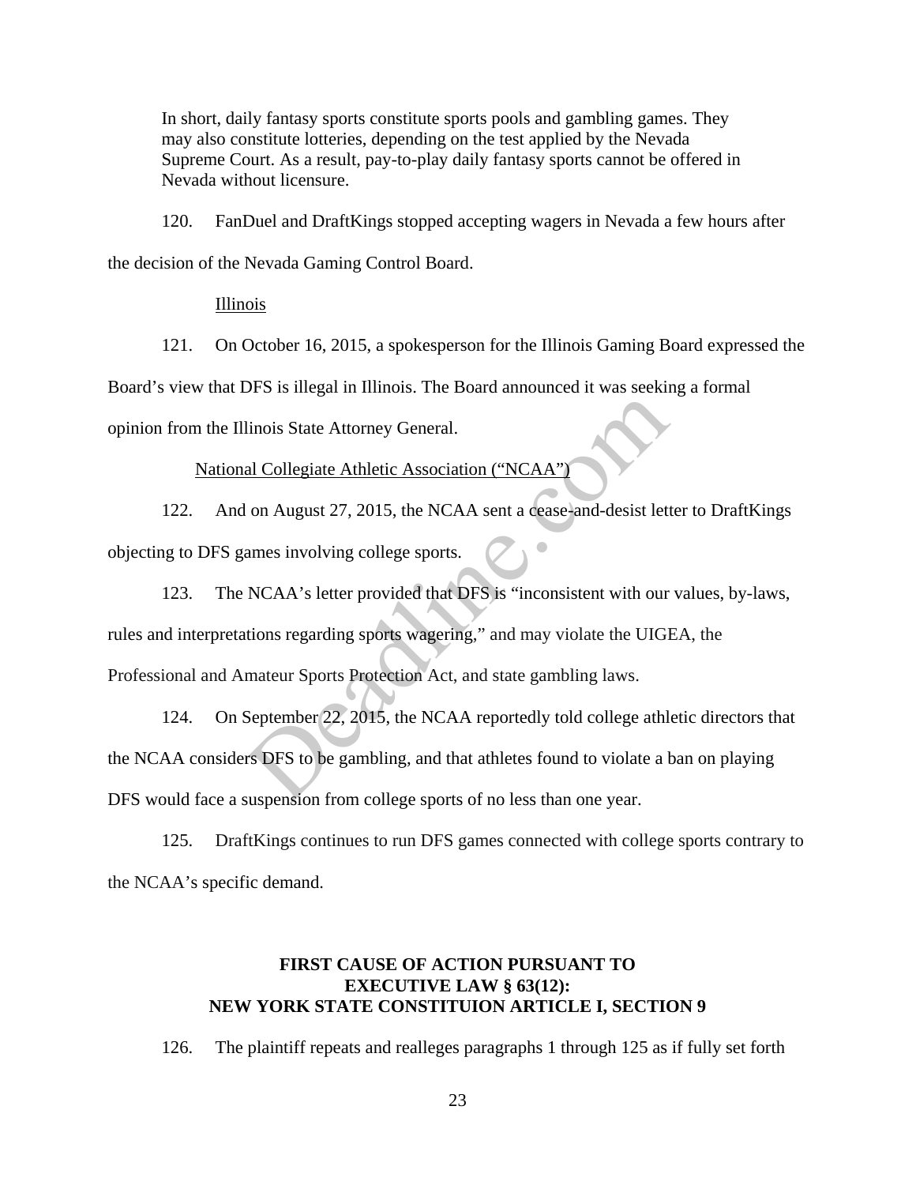In short, daily fantasy sports constitute sports pools and gambling games. They may also constitute lotteries, depending on the test applied by the Nevada Supreme Court. As a result, pay-to-play daily fantasy sports cannot be offered in Nevada without licensure.

120. FanDuel and DraftKings stopped accepting wagers in Nevada a few hours after the decision of the Nevada Gaming Control Board.

Illinois

121. On October 16, 2015, a spokesperson for the Illinois Gaming Board expressed the Board's view that DFS is illegal in Illinois. The Board announced it was seeking a formal opinion from the Illinois State Attorney General.

National Collegiate Athletic Association ("NCAA")

122. And on August 27, 2015, the NCAA sent a cease-and-desist letter to DraftKings objecting to DFS games involving college sports.

123. The NCAA's letter provided that DFS is "inconsistent with our values, by-laws, rules and interpretations regarding sports wagering," and may violate the UIGEA, the Professional and Amateur Sports Protection Act, and state gambling laws.

124. On September 22, 2015, the NCAA reportedly told college athletic directors that the NCAA considers DFS to be gambling, and that athletes found to violate a ban on playing DFS would face a suspension from college sports of no less than one year.

125. DraftKings continues to run DFS games connected with college sports contrary to the NCAA's specific demand.

**FIRST CAUSE OF ACTION PURSUANT TO EXECUTIVE LAW § 63(12): NEW YORK STATE CONSTITUION ARTICLE I, SECTION 9**

126. The plaintiff repeats and realleges paragraphs 1 through 125 as if fully set forth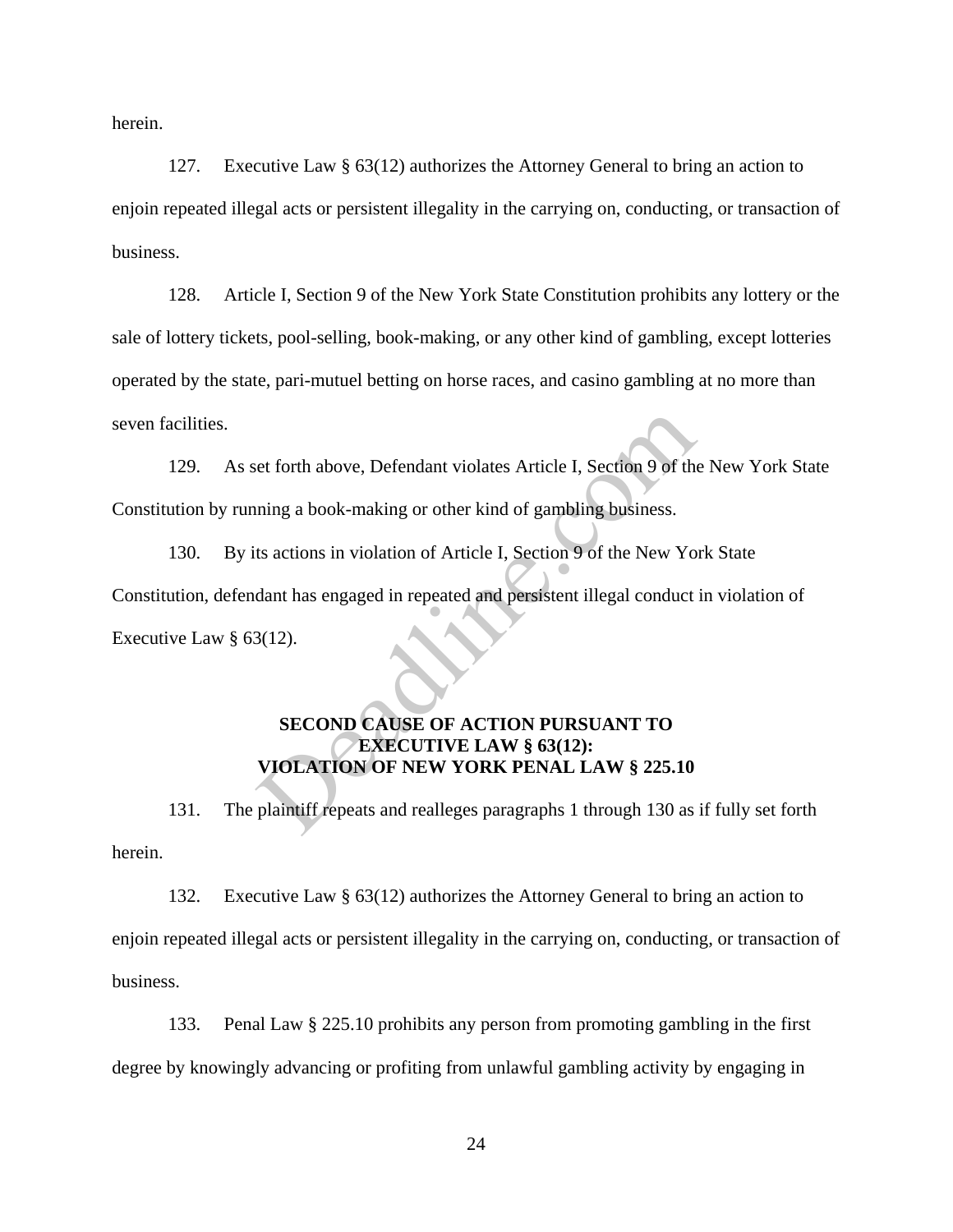herein.

127. Executive Law § 63(12) authorizes the Attorney General to bring an action to enjoin repeated illegal acts or persistent illegality in the carrying on, conducting, or transaction of business.

128. Article I, Section 9 of the New York State Constitution prohibits any lottery or the sale of lottery tickets, pool-selling, book-making, or any other kind of gambling, except lotteries operated by the state, pari-mutuel betting on horse races, and casino gambling at no more than seven facilities.

129. As set forth above, Defendant violates Article I, Section 9 of the New York State Constitution by running a book-making or other kind of gambling business.

130. By its actions in violation of Article I, Section 9 of the New York State Constitution, defendant has engaged in repeated and persistent illegal conduct in violation of Executive Law § 63(12).

**SECOND CAUSE OF ACTION PURSUANT TO EXECUTIVE LAW § 63(12): VIOLATION OF NEW YORK PENAL LAW § 225.10**

131. The plaintiff repeats and realleges paragraphs 1 through 130 as if fully set forth herein.

132. Executive Law § 63(12) authorizes the Attorney General to bring an action to enjoin repeated illegal acts or persistent illegality in the carrying on, conducting, or transaction of business.

133. Penal Law § 225.10 prohibits any person from promoting gambling in the first degree by knowingly advancing or profiting from unlawful gambling activity by engaging in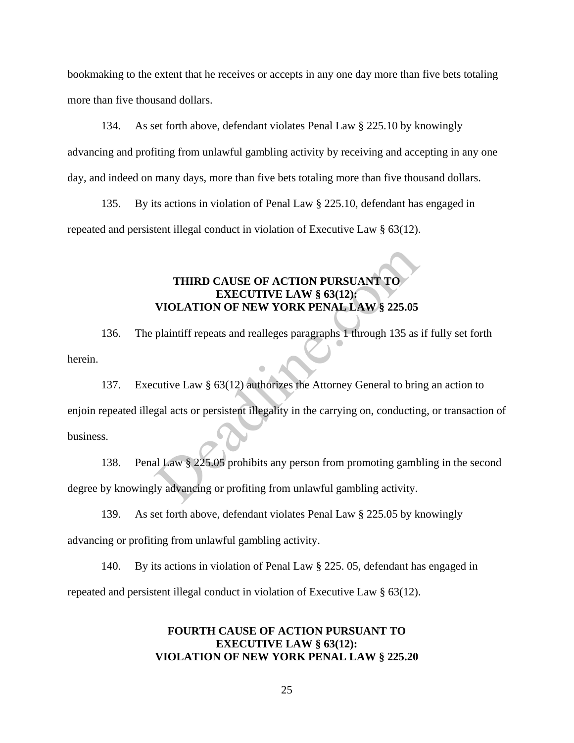bookmaking to the extent that he receives or accepts in any one day more than five bets totaling more than five thousand dollars.

134. As set forth above, defendant violates Penal Law § 225.10 by knowingly advancing and profiting from unlawful gambling activity by receiving and accepting in any one day, and indeed on many days, more than five bets totaling more than five thousand dollars.

135. By its actions in violation of Penal Law § 225.10, defendant has engaged in repeated and persistent illegal conduct in violation of Executive Law § 63(12).

**THIRD CAUSE OF ACTION PURSUANT TO**
**EXECUTIVE LAW § 63(12):**
**VIOLATION OF NEW YORK PENAL LAW § 225.05**

136. The plaintiff repeats and realleges paragraphs 1 through 135 as if fully set forth herein.

137. Executive Law § 63(12) authorizes the Attorney General to bring an action to enjoin repeated illegal acts or persistent illegality in the carrying on, conducting, or transaction of business.

138. Penal Law § 225.05 prohibits any person from promoting gambling in the second degree by knowingly advancing or profiting from unlawful gambling activity.

139. As set forth above, defendant violates Penal Law § 225.05 by knowingly advancing or profiting from unlawful gambling activity.

140. By its actions in violation of Penal Law § 225. 05, defendant has engaged in repeated and persistent illegal conduct in violation of Executive Law § 63(12).

**FOURTH CAUSE OF ACTION PURSUANT TO**
**EXECUTIVE LAW § 63(12):**
**VIOLATION OF NEW YORK PENAL LAW § 225.20**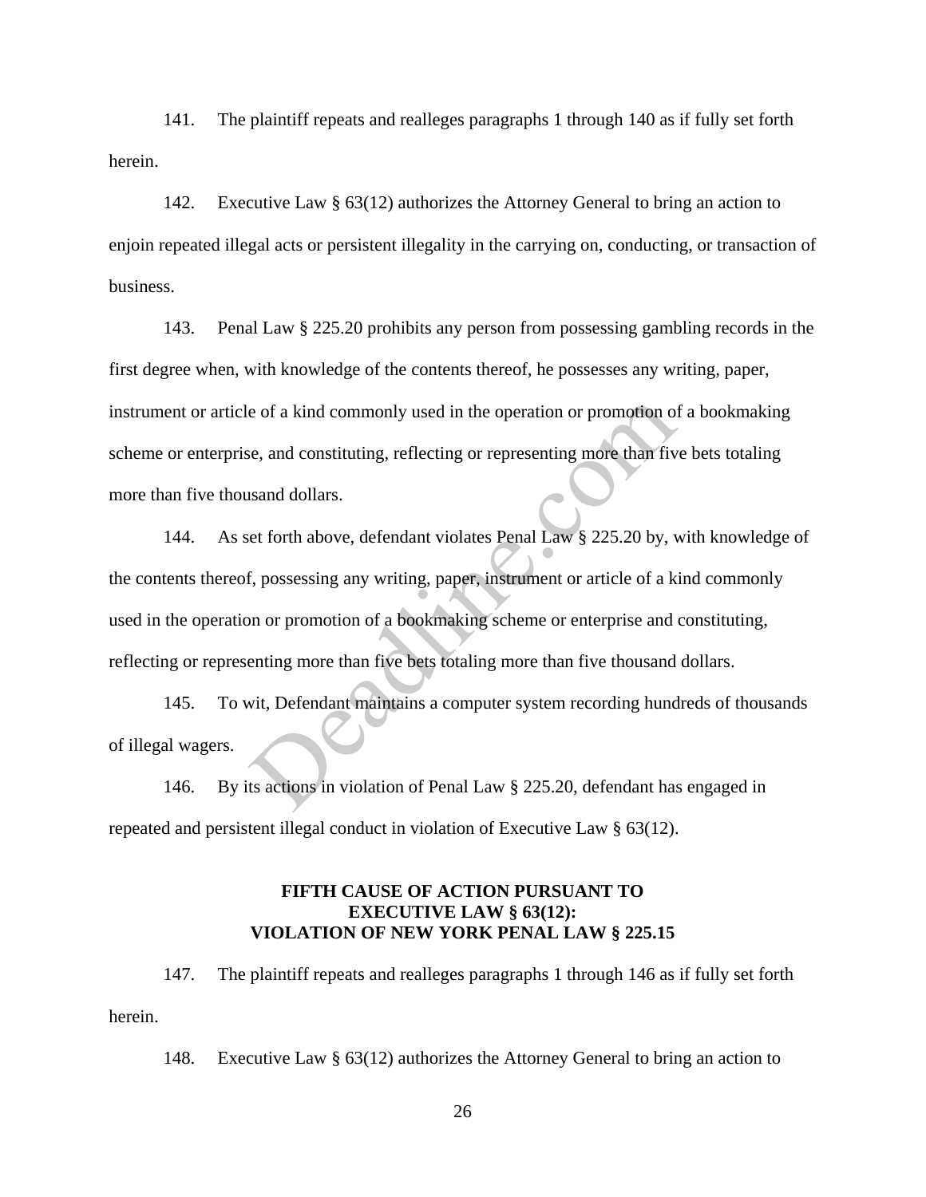141. The plaintiff repeats and realleges paragraphs 1 through 140 as if fully set forth herein.

142. Executive Law § 63(12) authorizes the Attorney General to bring an action to enjoin repeated illegal acts or persistent illegality in the carrying on, conducting, or transaction of business.

143. Penal Law § 225.20 prohibits any person from possessing gambling records in the first degree when, with knowledge of the contents thereof, he possesses any writing, paper, instrument or article of a kind commonly used in the operation or promotion of a bookmaking scheme or enterprise, and constituting, reflecting or representing more than five bets totaling more than five thousand dollars.

144. As set forth above, defendant violates Penal Law § 225.20 by, with knowledge of the contents thereof, possessing any writing, paper, instrument or article of a kind commonly used in the operation or promotion of a bookmaking scheme or enterprise and constituting, reflecting or representing more than five bets totaling more than five thousand dollars.

145. To wit, Defendant maintains a computer system recording hundreds of thousands of illegal wagers.

146. By its actions in violation of Penal Law § 225.20, defendant has engaged in repeated and persistent illegal conduct in violation of Executive Law § 63(12).

### FIFTH CAUSE OF ACTION PURSUANT TO EXECUTIVE LAW § 63(12): VIOLATION OF NEW YORK PENAL LAW § 225.15

147. The plaintiff repeats and realleges paragraphs 1 through 146 as if fully set forth herein.

148. Executive Law § 63(12) authorizes the Attorney General to bring an action to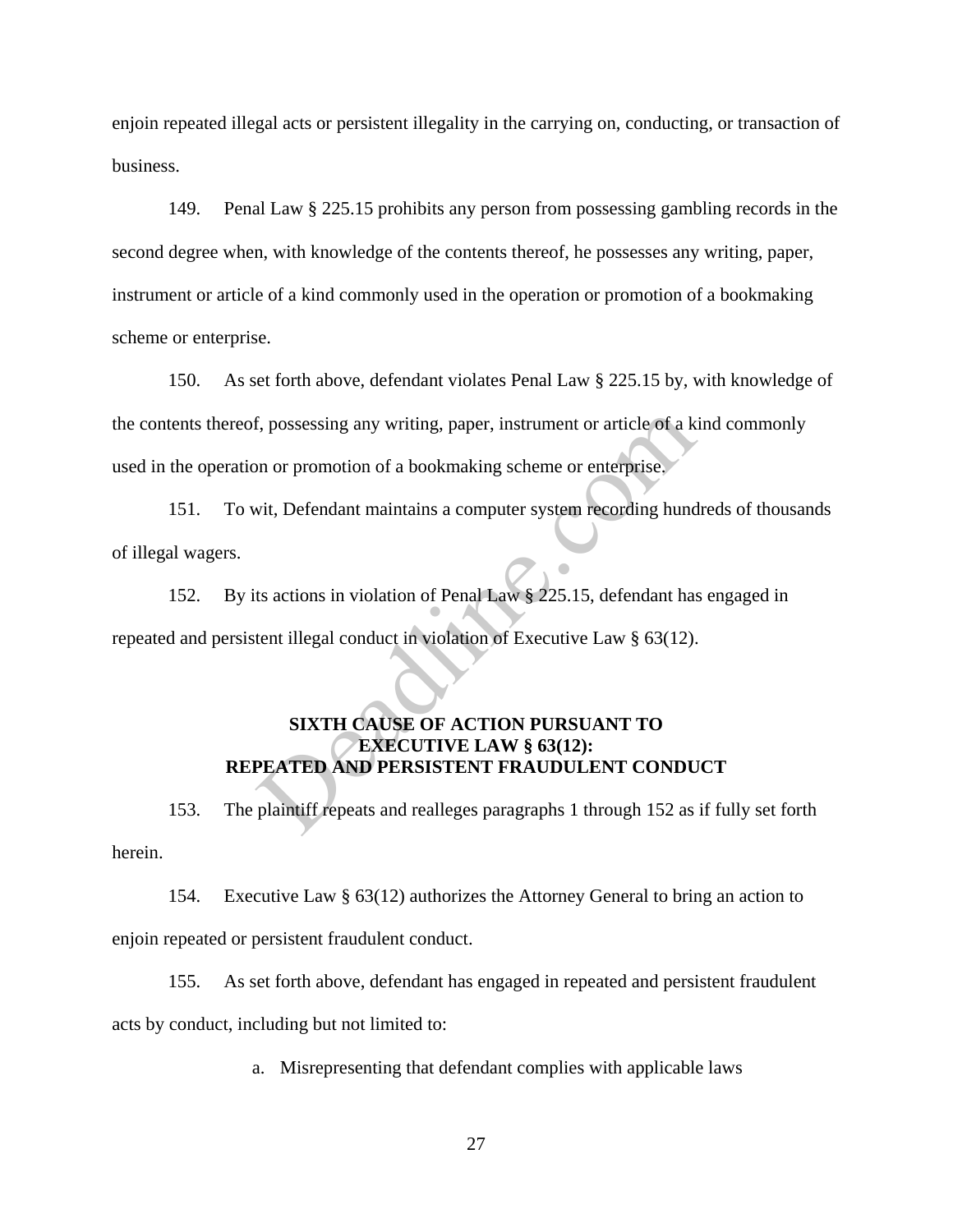enjoin repeated illegal acts or persistent illegality in the carrying on, conducting, or transaction of business.

149. Penal Law § 225.15 prohibits any person from possessing gambling records in the second degree when, with knowledge of the contents thereof, he possesses any writing, paper, instrument or article of a kind commonly used in the operation or promotion of a bookmaking scheme or enterprise.

150. As set forth above, defendant violates Penal Law § 225.15 by, with knowledge of the contents thereof, possessing any writing, paper, instrument or article of a kind commonly used in the operation or promotion of a bookmaking scheme or enterprise.

151. To wit, Defendant maintains a computer system recording hundreds of thousands of illegal wagers.

152. By its actions in violation of Penal Law § 225.15, defendant has engaged in repeated and persistent illegal conduct in violation of Executive Law § 63(12).

## SIXTH CAUSE OF ACTION PURSUANT TO EXECUTIVE LAW § 63(12): REPEATED AND PERSISTENT FRAUDULENT CONDUCT

153. The plaintiff repeats and realleges paragraphs 1 through 152 as if fully set forth herein.

154. Executive Law § 63(12) authorizes the Attorney General to bring an action to enjoin repeated or persistent fraudulent conduct.

155. As set forth above, defendant has engaged in repeated and persistent fraudulent acts by conduct, including but not limited to:

a. Misrepresenting that defendant complies with applicable laws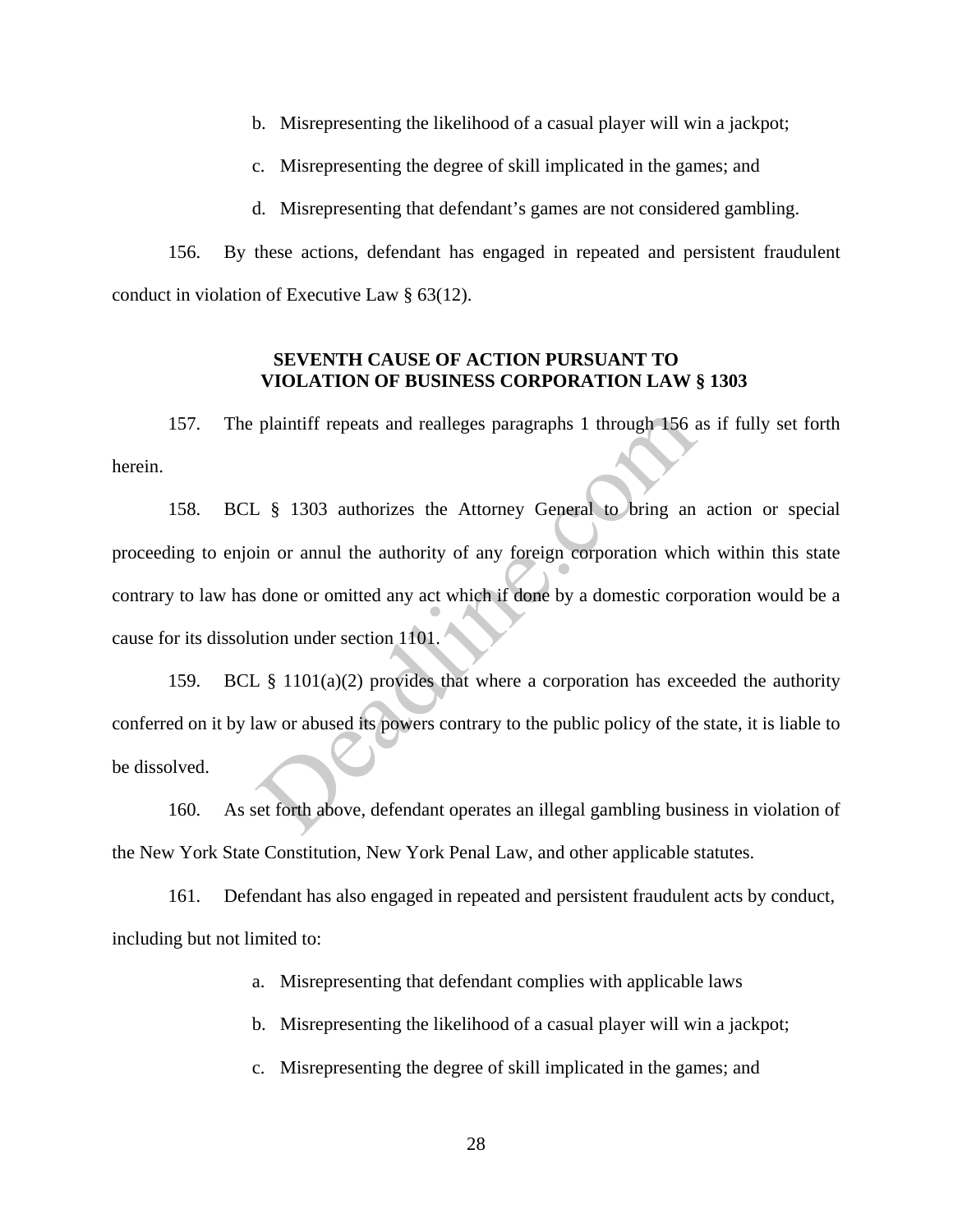b. Misrepresenting the likelihood of a casual player will win a jackpot;

c. Misrepresenting the degree of skill implicated in the games; and

d. Misrepresenting that defendant's games are not considered gambling.

156. By these actions, defendant has engaged in repeated and persistent fraudulent conduct in violation of Executive Law § 63(12).

**SEVENTH CAUSE OF ACTION PURSUANT TO VIOLATION OF BUSINESS CORPORATION LAW § 1303**

157. The plaintiff repeats and realleges paragraphs 1 through 156 as if fully set forth herein.

158. BCL § 1303 authorizes the Attorney General to bring an action or special proceeding to enjoin or annul the authority of any foreign corporation which within this state contrary to law has done or omitted any act which if done by a domestic corporation would be a cause for its dissolution under section 1101.

159. BCL § 1101(a)(2) provides that where a corporation has exceeded the authority conferred on it by law or abused its powers contrary to the public policy of the state, it is liable to be dissolved.

160. As set forth above, defendant operates an illegal gambling business in violation of the New York State Constitution, New York Penal Law, and other applicable statutes.

161. Defendant has also engaged in repeated and persistent fraudulent acts by conduct, including but not limited to:

a. Misrepresenting that defendant complies with applicable laws

b. Misrepresenting the likelihood of a casual player will win a jackpot;

c. Misrepresenting the degree of skill implicated in the games; and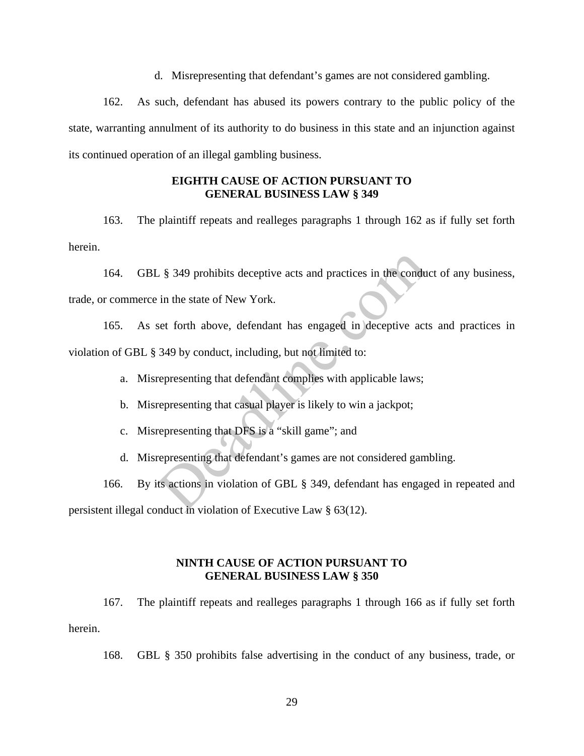d. Misrepresenting that defendant's games are not considered gambling.

162. As such, defendant has abused its powers contrary to the public policy of the state, warranting annulment of its authority to do business in this state and an injunction against its continued operation of an illegal gambling business.

### EIGHTH CAUSE OF ACTION PURSUANT TO GENERAL BUSINESS LAW § 349

163. The plaintiff repeats and realleges paragraphs 1 through 162 as if fully set forth herein.

164. GBL § 349 prohibits deceptive acts and practices in the conduct of any business, trade, or commerce in the state of New York.

165. As set forth above, defendant has engaged in deceptive acts and practices in violation of GBL § 349 by conduct, including, but not limited to:

a. Misrepresenting that defendant complies with applicable laws;

b. Misrepresenting that casual player is likely to win a jackpot;

c. Misrepresenting that DFS is a "skill game"; and

d. Misrepresenting that defendant's games are not considered gambling.

166. By its actions in violation of GBL § 349, defendant has engaged in repeated and persistent illegal conduct in violation of Executive Law § 63(12).

### NINTH CAUSE OF ACTION PURSUANT TO GENERAL BUSINESS LAW § 350

167. The plaintiff repeats and realleges paragraphs 1 through 166 as if fully set forth herein.

168. GBL § 350 prohibits false advertising in the conduct of any business, trade, or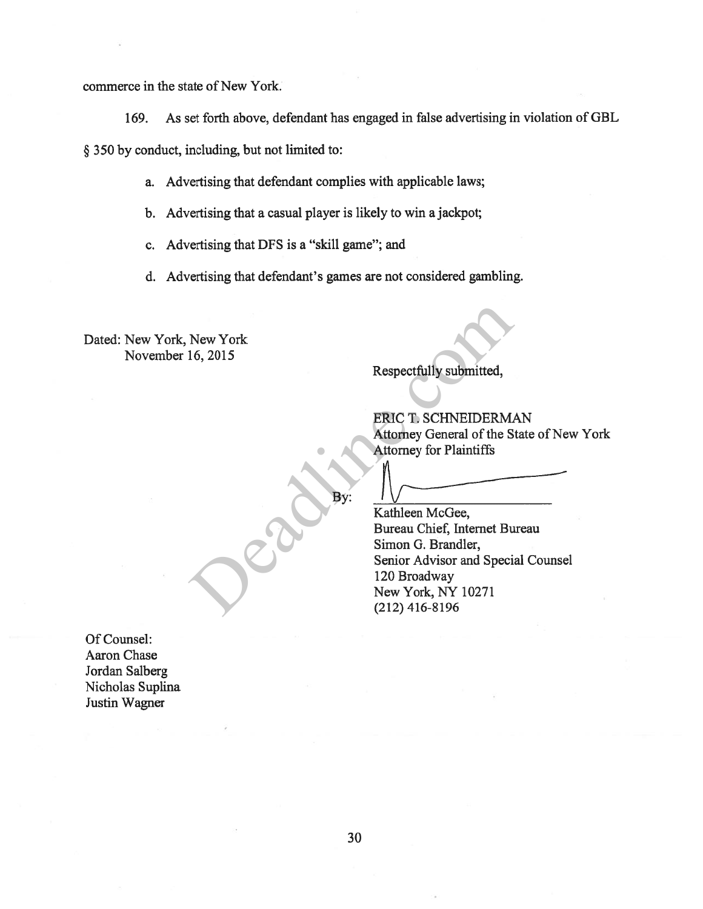commerce in the state of New York.

169. As set forth above, defendant has engaged in false advertising in violation of GBL § 350 by conduct, including, but not limited to:

a. Advertising that defendant complies with applicable laws;

b. Advertising that a casual player is likely to win a jackpot;

c. Advertising that DFS is a "skill game"; and

d. Advertising that defendant's games are not considered gambling.

Dated: New York, New York
November 16, 2015

Respectfully submitted,

ERIC T. SCHNEIDERMAN
Attorney General of the State of New York
Attorney for Plaintiffs

By: ______________________

Kathleen McGee,
Bureau Chief, Internet Bureau
Simon G. Brandler,
Senior Advisor and Special Counsel
120 Broadway
New York, NY 10271
(212) 416-8196

Of Counsel:
Aaron Chase
Jordan Salberg
Nicholas Suplina
Justin Wagner